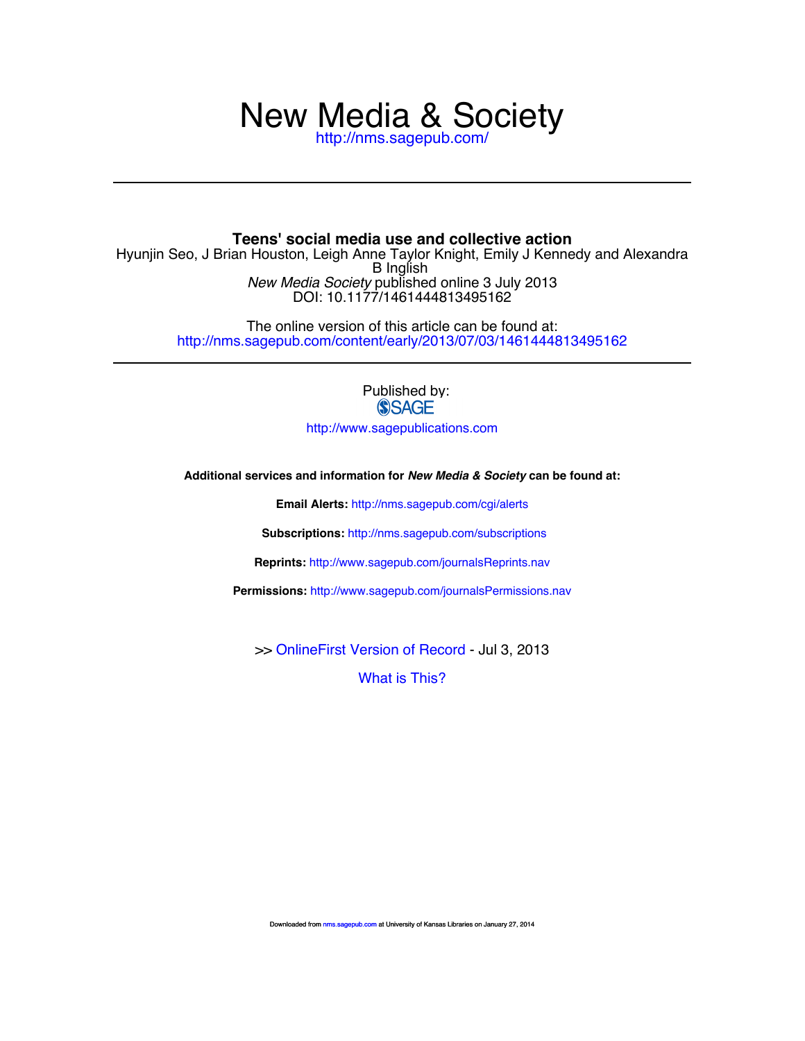# New Media & Society

http://nms.sagepub.com/

---

## Teens' social media use and collective action

Hyunjin Seo, J Brian Houston, Leigh Anne Taylor Knight, Emily J Kennedy and Alexandra B Inglish

*New Media Society* published online 3 July 2013

DOI: 10.1177/1461444813495162

The online version of this article can be found at:

http://nms.sagepub.com/content/early/2013/07/03/1461444813495162

---

Published by:

SAGE

http://www.sagepublications.com

**Additional services and information for *New Media & Society* can be found at:**

**Email Alerts:** http://nms.sagepub.com/cgi/alerts

**Subscriptions:** http://nms.sagepub.com/subscriptions

**Reprints:** http://www.sagepub.com/journalsReprints.nav

**Permissions:** http://www.sagepub.com/journalsPermissions.nav

>> OnlineFirst Version of Record - Jul 3, 2013

What is This?

Downloaded from nms.sagepub.com at University of Kansas Libraries on January 27, 2014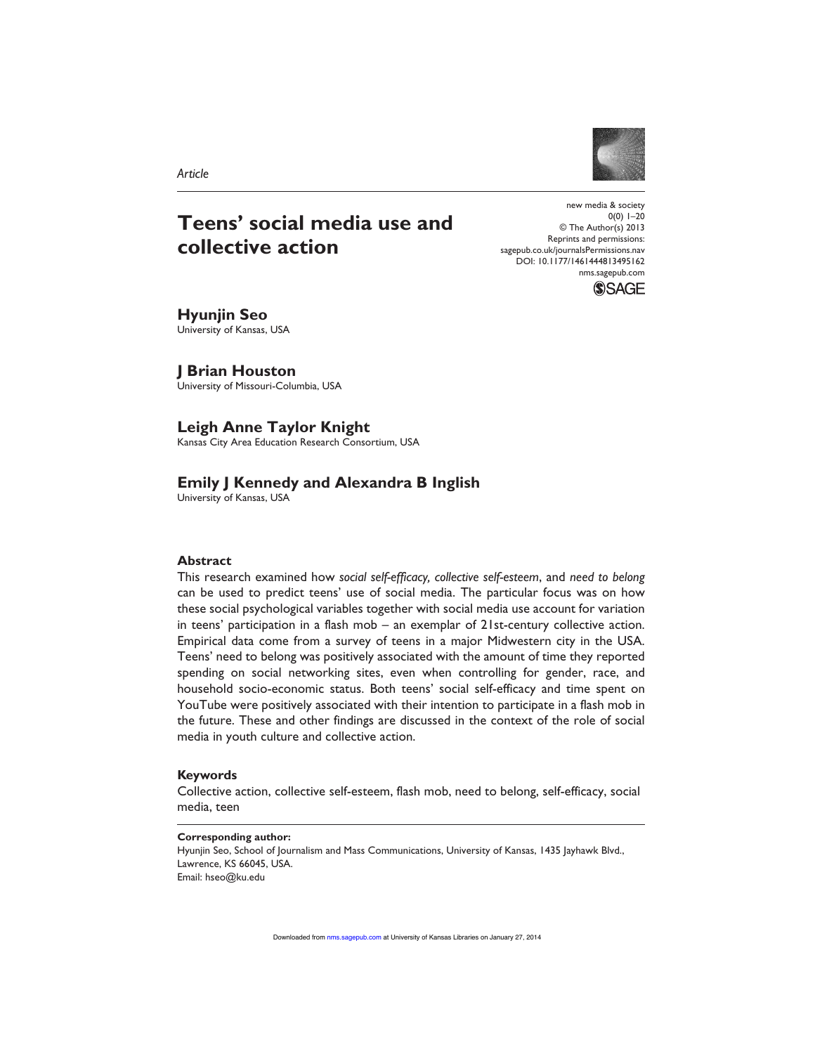*Article*

# Teens' social media use and collective action

## Hyunjin Seo

University of Kansas, USA

## J Brian Houston

University of Missouri-Columbia, USA

## Leigh Anne Taylor Knight

Kansas City Area Education Research Consortium, USA

## Emily J Kennedy and Alexandra B Inglish

University of Kansas, USA

### Abstract

This research examined how *social self-efficacy, collective self-esteem*, and *need to belong* can be used to predict teens' use of social media. The particular focus was on how these social psychological variables together with social media use account for variation in teens' participation in a flash mob – an exemplar of 21st-century collective action. Empirical data come from a survey of teens in a major Midwestern city in the USA. Teens' need to belong was positively associated with the amount of time they reported spending on social networking sites, even when controlling for gender, race, and household socio-economic status. Both teens' social self-efficacy and time spent on YouTube were positively associated with their intention to participate in a flash mob in the future. These and other findings are discussed in the context of the role of social media in youth culture and collective action.

### Keywords

Collective action, collective self-esteem, flash mob, need to belong, self-efficacy, social media, teen

**Corresponding author:**
Hyunjin Seo, School of Journalism and Mass Communications, University of Kansas, 1435 Jayhawk Blvd., Lawrence, KS 66045, USA.
Email: hseo@ku.edu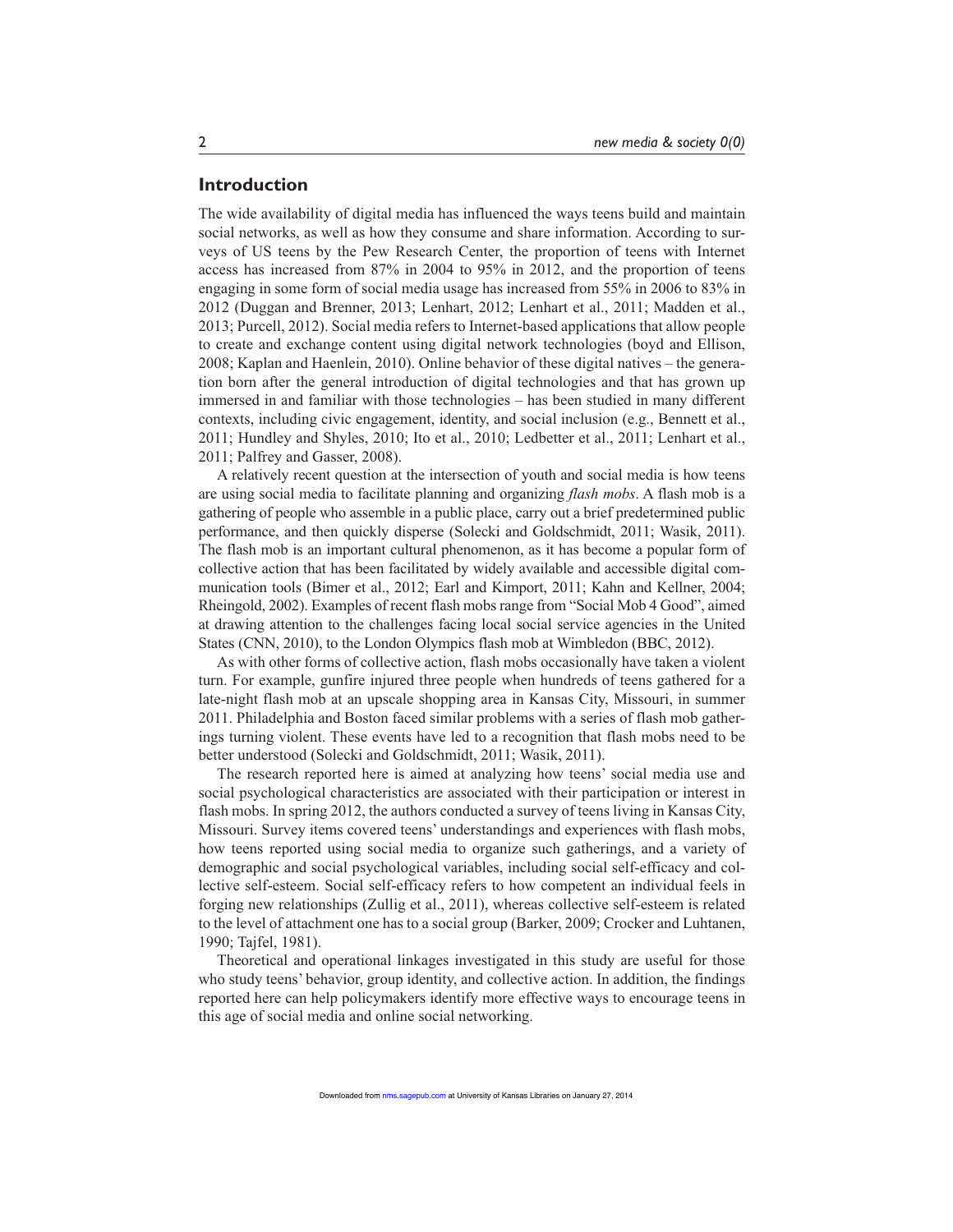## Introduction

The wide availability of digital media has influenced the ways teens build and maintain social networks, as well as how they consume and share information. According to surveys of US teens by the Pew Research Center, the proportion of teens with Internet access has increased from 87% in 2004 to 95% in 2012, and the proportion of teens engaging in some form of social media usage has increased from 55% in 2006 to 83% in 2012 (Duggan and Brenner, 2013; Lenhart, 2012; Lenhart et al., 2011; Madden et al., 2013; Purcell, 2012). Social media refers to Internet-based applications that allow people to create and exchange content using digital network technologies (boyd and Ellison, 2008; Kaplan and Haenlein, 2010). Online behavior of these digital natives – the generation born after the general introduction of digital technologies and that has grown up immersed in and familiar with those technologies – has been studied in many different contexts, including civic engagement, identity, and social inclusion (e.g., Bennett et al., 2011; Hundley and Shyles, 2010; Ito et al., 2010; Ledbetter et al., 2011; Lenhart et al., 2011; Palfrey and Gasser, 2008).

A relatively recent question at the intersection of youth and social media is how teens are using social media to facilitate planning and organizing *flash mobs*. A flash mob is a gathering of people who assemble in a public place, carry out a brief predetermined public performance, and then quickly disperse (Solecki and Goldschmidt, 2011; Wasik, 2011). The flash mob is an important cultural phenomenon, as it has become a popular form of collective action that has been facilitated by widely available and accessible digital communication tools (Bimer et al., 2012; Earl and Kimport, 2011; Kahn and Kellner, 2004; Rheingold, 2002). Examples of recent flash mobs range from "Social Mob 4 Good", aimed at drawing attention to the challenges facing local social service agencies in the United States (CNN, 2010), to the London Olympics flash mob at Wimbledon (BBC, 2012).

As with other forms of collective action, flash mobs occasionally have taken a violent turn. For example, gunfire injured three people when hundreds of teens gathered for a late-night flash mob at an upscale shopping area in Kansas City, Missouri, in summer 2011. Philadelphia and Boston faced similar problems with a series of flash mob gatherings turning violent. These events have led to a recognition that flash mobs need to be better understood (Solecki and Goldschmidt, 2011; Wasik, 2011).

The research reported here is aimed at analyzing how teens' social media use and social psychological characteristics are associated with their participation or interest in flash mobs. In spring 2012, the authors conducted a survey of teens living in Kansas City, Missouri. Survey items covered teens' understandings and experiences with flash mobs, how teens reported using social media to organize such gatherings, and a variety of demographic and social psychological variables, including social self-efficacy and collective self-esteem. Social self-efficacy refers to how competent an individual feels in forging new relationships (Zullig et al., 2011), whereas collective self-esteem is related to the level of attachment one has to a social group (Barker, 2009; Crocker and Luhtanen, 1990; Tajfel, 1981).

Theoretical and operational linkages investigated in this study are useful for those who study teens' behavior, group identity, and collective action. In addition, the findings reported here can help policymakers identify more effective ways to encourage teens in this age of social media and online social networking.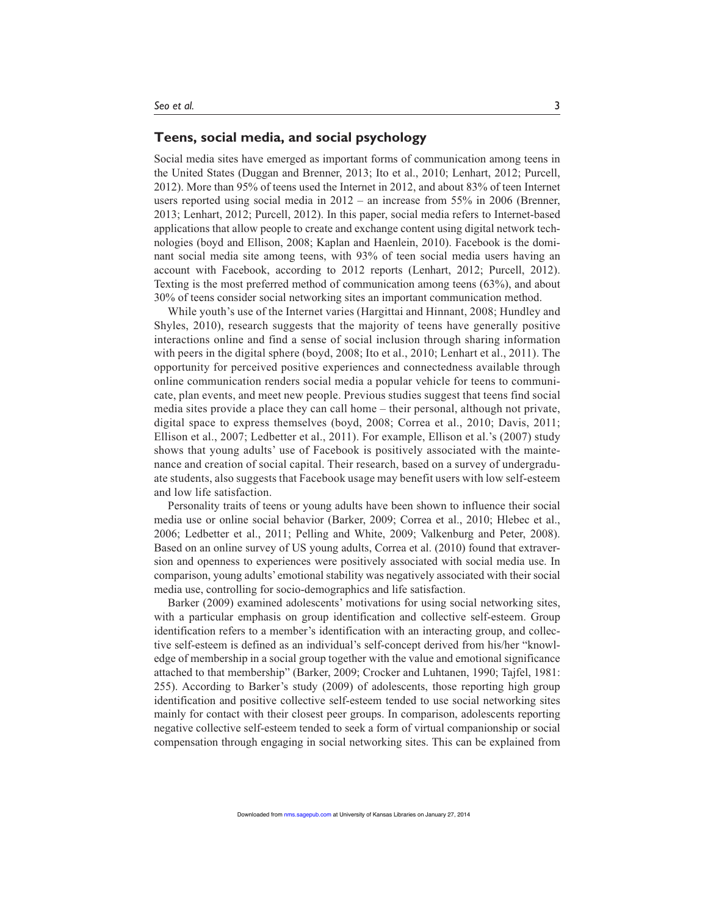## Teens, social media, and social psychology

Social media sites have emerged as important forms of communication among teens in the United States (Duggan and Brenner, 2013; Ito et al., 2010; Lenhart, 2012; Purcell, 2012). More than 95% of teens used the Internet in 2012, and about 83% of teen Internet users reported using social media in 2012 – an increase from 55% in 2006 (Brenner, 2013; Lenhart, 2012; Purcell, 2012). In this paper, social media refers to Internet-based applications that allow people to create and exchange content using digital network technologies (boyd and Ellison, 2008; Kaplan and Haenlein, 2010). Facebook is the dominant social media site among teens, with 93% of teen social media users having an account with Facebook, according to 2012 reports (Lenhart, 2012; Purcell, 2012). Texting is the most preferred method of communication among teens (63%), and about 30% of teens consider social networking sites an important communication method.

While youth's use of the Internet varies (Hargittai and Hinnant, 2008; Hundley and Shyles, 2010), research suggests that the majority of teens have generally positive interactions online and find a sense of social inclusion through sharing information with peers in the digital sphere (boyd, 2008; Ito et al., 2010; Lenhart et al., 2011). The opportunity for perceived positive experiences and connectedness available through online communication renders social media a popular vehicle for teens to communicate, plan events, and meet new people. Previous studies suggest that teens find social media sites provide a place they can call home – their personal, although not private, digital space to express themselves (boyd, 2008; Correa et al., 2010; Davis, 2011; Ellison et al., 2007; Ledbetter et al., 2011). For example, Ellison et al.'s (2007) study shows that young adults' use of Facebook is positively associated with the maintenance and creation of social capital. Their research, based on a survey of undergraduate students, also suggests that Facebook usage may benefit users with low self-esteem and low life satisfaction.

Personality traits of teens or young adults have been shown to influence their social media use or online social behavior (Barker, 2009; Correa et al., 2010; Hlebec et al., 2006; Ledbetter et al., 2011; Pelling and White, 2009; Valkenburg and Peter, 2008). Based on an online survey of US young adults, Correa et al. (2010) found that extraversion and openness to experiences were positively associated with social media use. In comparison, young adults' emotional stability was negatively associated with their social media use, controlling for socio-demographics and life satisfaction.

Barker (2009) examined adolescents' motivations for using social networking sites, with a particular emphasis on group identification and collective self-esteem. Group identification refers to a member's identification with an interacting group, and collective self-esteem is defined as an individual's self-concept derived from his/her "knowledge of membership in a social group together with the value and emotional significance attached to that membership" (Barker, 2009; Crocker and Luhtanen, 1990; Tajfel, 1981: 255). According to Barker's study (2009) of adolescents, those reporting high group identification and positive collective self-esteem tended to use social networking sites mainly for contact with their closest peer groups. In comparison, adolescents reporting negative collective self-esteem tended to seek a form of virtual companionship or social compensation through engaging in social networking sites. This can be explained from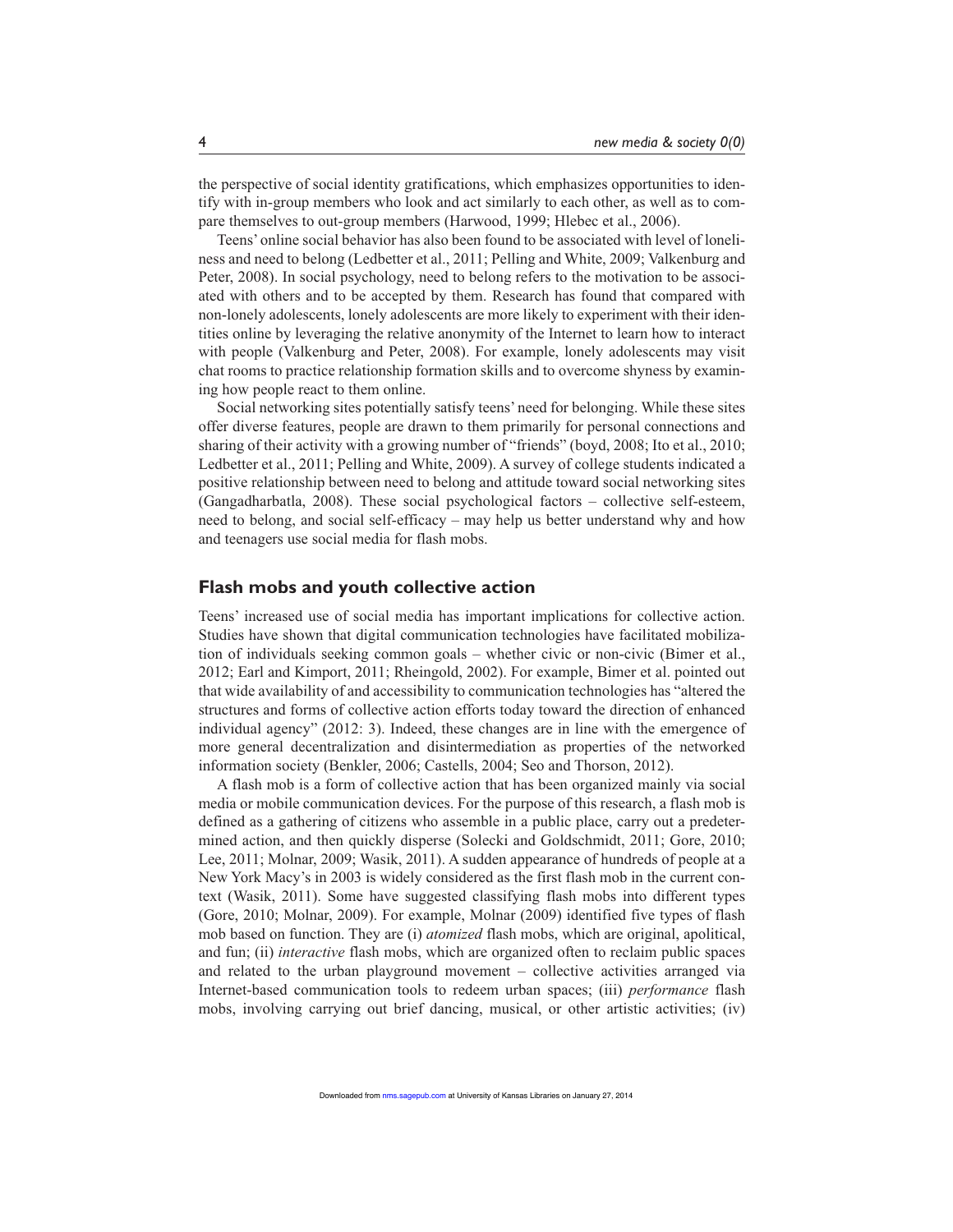the perspective of social identity gratifications, which emphasizes opportunities to identify with in-group members who look and act similarly to each other, as well as to compare themselves to out-group members (Harwood, 1999; Hlebec et al., 2006).

Teens' online social behavior has also been found to be associated with level of loneliness and need to belong (Ledbetter et al., 2011; Pelling and White, 2009; Valkenburg and Peter, 2008). In social psychology, need to belong refers to the motivation to be associated with others and to be accepted by them. Research has found that compared with non-lonely adolescents, lonely adolescents are more likely to experiment with their identities online by leveraging the relative anonymity of the Internet to learn how to interact with people (Valkenburg and Peter, 2008). For example, lonely adolescents may visit chat rooms to practice relationship formation skills and to overcome shyness by examining how people react to them online.

Social networking sites potentially satisfy teens' need for belonging. While these sites offer diverse features, people are drawn to them primarily for personal connections and sharing of their activity with a growing number of "friends" (boyd, 2008; Ito et al., 2010; Ledbetter et al., 2011; Pelling and White, 2009). A survey of college students indicated a positive relationship between need to belong and attitude toward social networking sites (Gangadharbatla, 2008). These social psychological factors – collective self-esteem, need to belong, and social self-efficacy – may help us better understand why and how and teenagers use social media for flash mobs.

## Flash mobs and youth collective action

Teens' increased use of social media has important implications for collective action. Studies have shown that digital communication technologies have facilitated mobilization of individuals seeking common goals – whether civic or non-civic (Bimer et al., 2012; Earl and Kimport, 2011; Rheingold, 2002). For example, Bimer et al. pointed out that wide availability of and accessibility to communication technologies has "altered the structures and forms of collective action efforts today toward the direction of enhanced individual agency" (2012: 3). Indeed, these changes are in line with the emergence of more general decentralization and disintermediation as properties of the networked information society (Benkler, 2006; Castells, 2004; Seo and Thorson, 2012).

A flash mob is a form of collective action that has been organized mainly via social media or mobile communication devices. For the purpose of this research, a flash mob is defined as a gathering of citizens who assemble in a public place, carry out a predetermined action, and then quickly disperse (Solecki and Goldschmidt, 2011; Gore, 2010; Lee, 2011; Molnar, 2009; Wasik, 2011). A sudden appearance of hundreds of people at a New York Macy's in 2003 is widely considered as the first flash mob in the current context (Wasik, 2011). Some have suggested classifying flash mobs into different types (Gore, 2010; Molnar, 2009). For example, Molnar (2009) identified five types of flash mob based on function. They are (i) *atomized* flash mobs, which are original, apolitical, and fun; (ii) *interactive* flash mobs, which are organized often to reclaim public spaces and related to the urban playground movement – collective activities arranged via Internet-based communication tools to redeem urban spaces; (iii) *performance* flash mobs, involving carrying out brief dancing, musical, or other artistic activities; (iv)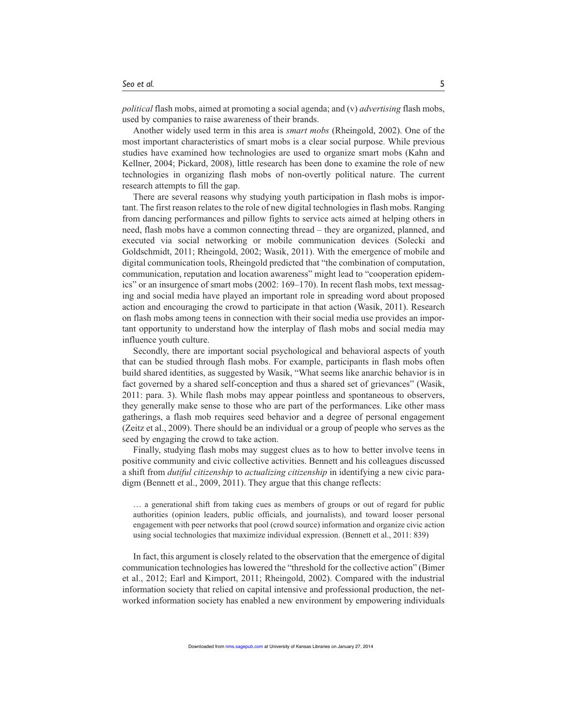*political* flash mobs, aimed at promoting a social agenda; and (v) *advertising* flash mobs, used by companies to raise awareness of their brands.

Another widely used term in this area is *smart mobs* (Rheingold, 2002). One of the most important characteristics of smart mobs is a clear social purpose. While previous studies have examined how technologies are used to organize smart mobs (Kahn and Kellner, 2004; Pickard, 2008), little research has been done to examine the role of new technologies in organizing flash mobs of non-overtly political nature. The current research attempts to fill the gap.

There are several reasons why studying youth participation in flash mobs is important. The first reason relates to the role of new digital technologies in flash mobs. Ranging from dancing performances and pillow fights to service acts aimed at helping others in need, flash mobs have a common connecting thread – they are organized, planned, and executed via social networking or mobile communication devices (Solecki and Goldschmidt, 2011; Rheingold, 2002; Wasik, 2011). With the emergence of mobile and digital communication tools, Rheingold predicted that "the combination of computation, communication, reputation and location awareness" might lead to "cooperation epidemics" or an insurgence of smart mobs (2002: 169–170). In recent flash mobs, text messaging and social media have played an important role in spreading word about proposed action and encouraging the crowd to participate in that action (Wasik, 2011). Research on flash mobs among teens in connection with their social media use provides an important opportunity to understand how the interplay of flash mobs and social media may influence youth culture.

Secondly, there are important social psychological and behavioral aspects of youth that can be studied through flash mobs. For example, participants in flash mobs often build shared identities, as suggested by Wasik, "What seems like anarchic behavior is in fact governed by a shared self-conception and thus a shared set of grievances" (Wasik, 2011: para. 3). While flash mobs may appear pointless and spontaneous to observers, they generally make sense to those who are part of the performances. Like other mass gatherings, a flash mob requires seed behavior and a degree of personal engagement (Zeitz et al., 2009). There should be an individual or a group of people who serves as the seed by engaging the crowd to take action.

Finally, studying flash mobs may suggest clues as to how to better involve teens in positive community and civic collective activities. Bennett and his colleagues discussed a shift from *dutiful citizenship* to *actualizing citizenship* in identifying a new civic paradigm (Bennett et al., 2009, 2011). They argue that this change reflects:

> … a generational shift from taking cues as members of groups or out of regard for public authorities (opinion leaders, public officials, and journalists), and toward looser personal engagement with peer networks that pool (crowd source) information and organize civic action using social technologies that maximize individual expression. (Bennett et al., 2011: 839)

In fact, this argument is closely related to the observation that the emergence of digital communication technologies has lowered the "threshold for the collective action" (Bimer et al., 2012; Earl and Kimport, 2011; Rheingold, 2002). Compared with the industrial information society that relied on capital intensive and professional production, the networked information society has enabled a new environment by empowering individuals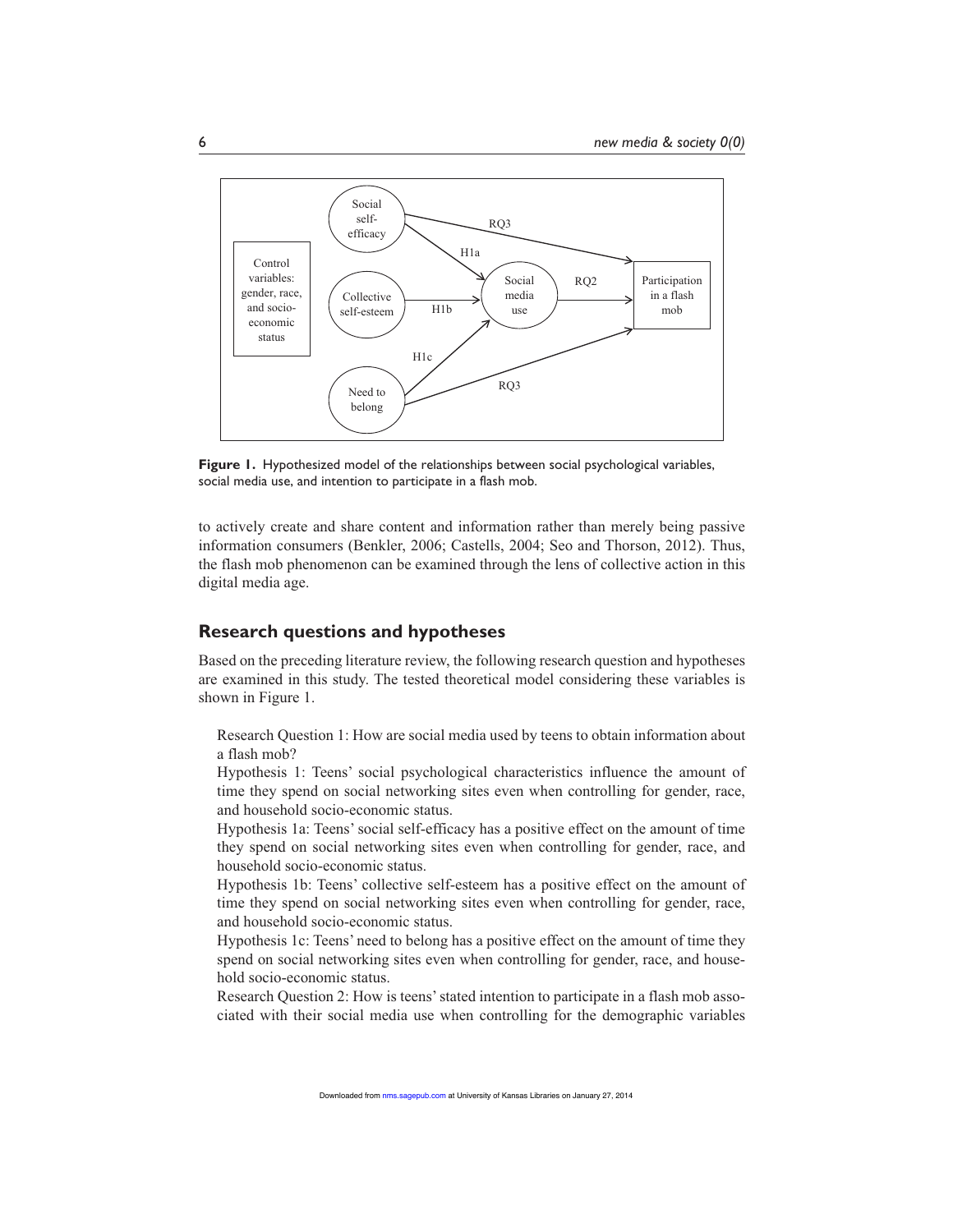Figure 1. Hypothesized model of the relationships between social psychological variables, social media use, and intention to participate in a flash mob.

to actively create and share content and information rather than merely being passive information consumers (Benkler, 2006; Castells, 2004; Seo and Thorson, 2012). Thus, the flash mob phenomenon can be examined through the lens of collective action in this digital media age.

## Research questions and hypotheses

Based on the preceding literature review, the following research question and hypotheses are examined in this study. The tested theoretical model considering these variables is shown in Figure 1.

Research Question 1: How are social media used by teens to obtain information about a flash mob?

Hypothesis 1: Teens' social psychological characteristics influence the amount of time they spend on social networking sites even when controlling for gender, race, and household socio-economic status.

Hypothesis 1a: Teens' social self-efficacy has a positive effect on the amount of time they spend on social networking sites even when controlling for gender, race, and household socio-economic status.

Hypothesis 1b: Teens' collective self-esteem has a positive effect on the amount of time they spend on social networking sites even when controlling for gender, race, and household socio-economic status.

Hypothesis 1c: Teens' need to belong has a positive effect on the amount of time they spend on social networking sites even when controlling for gender, race, and household socio-economic status.

Research Question 2: How is teens' stated intention to participate in a flash mob associated with their social media use when controlling for the demographic variables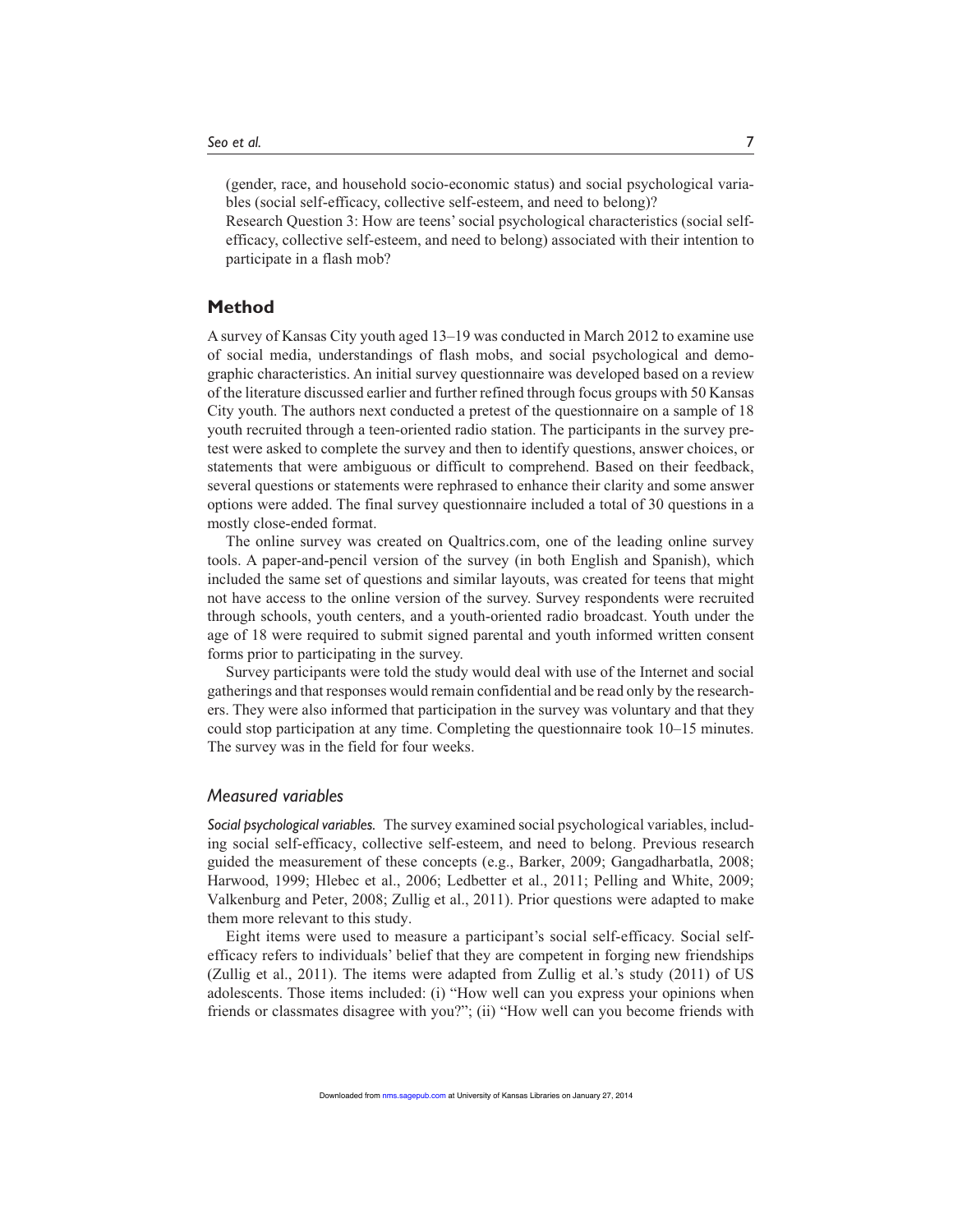(gender, race, and household socio-economic status) and social psychological variables (social self-efficacy, collective self-esteem, and need to belong)?

Research Question 3: How are teens' social psychological characteristics (social self-efficacy, collective self-esteem, and need to belong) associated with their intention to participate in a flash mob?

## Method

A survey of Kansas City youth aged 13–19 was conducted in March 2012 to examine use of social media, understandings of flash mobs, and social psychological and demographic characteristics. An initial survey questionnaire was developed based on a review of the literature discussed earlier and further refined through focus groups with 50 Kansas City youth. The authors next conducted a pretest of the questionnaire on a sample of 18 youth recruited through a teen-oriented radio station. The participants in the survey pretest were asked to complete the survey and then to identify questions, answer choices, or statements that were ambiguous or difficult to comprehend. Based on their feedback, several questions or statements were rephrased to enhance their clarity and some answer options were added. The final survey questionnaire included a total of 30 questions in a mostly close-ended format.

The online survey was created on Qualtrics.com, one of the leading online survey tools. A paper-and-pencil version of the survey (in both English and Spanish), which included the same set of questions and similar layouts, was created for teens that might not have access to the online version of the survey. Survey respondents were recruited through schools, youth centers, and a youth-oriented radio broadcast. Youth under the age of 18 were required to submit signed parental and youth informed written consent forms prior to participating in the survey.

Survey participants were told the study would deal with use of the Internet and social gatherings and that responses would remain confidential and be read only by the researchers. They were also informed that participation in the survey was voluntary and that they could stop participation at any time. Completing the questionnaire took 10–15 minutes. The survey was in the field for four weeks.

### Measured variables

*Social psychological variables.* The survey examined social psychological variables, including social self-efficacy, collective self-esteem, and need to belong. Previous research guided the measurement of these concepts (e.g., Barker, 2009; Gangadharbatla, 2008; Harwood, 1999; Hlebec et al., 2006; Ledbetter et al., 2011; Pelling and White, 2009; Valkenburg and Peter, 2008; Zullig et al., 2011). Prior questions were adapted to make them more relevant to this study.

Eight items were used to measure a participant's social self-efficacy. Social self-efficacy refers to individuals' belief that they are competent in forging new friendships (Zullig et al., 2011). The items were adapted from Zullig et al.'s study (2011) of US adolescents. Those items included: (i) "How well can you express your opinions when friends or classmates disagree with you?"; (ii) "How well can you become friends with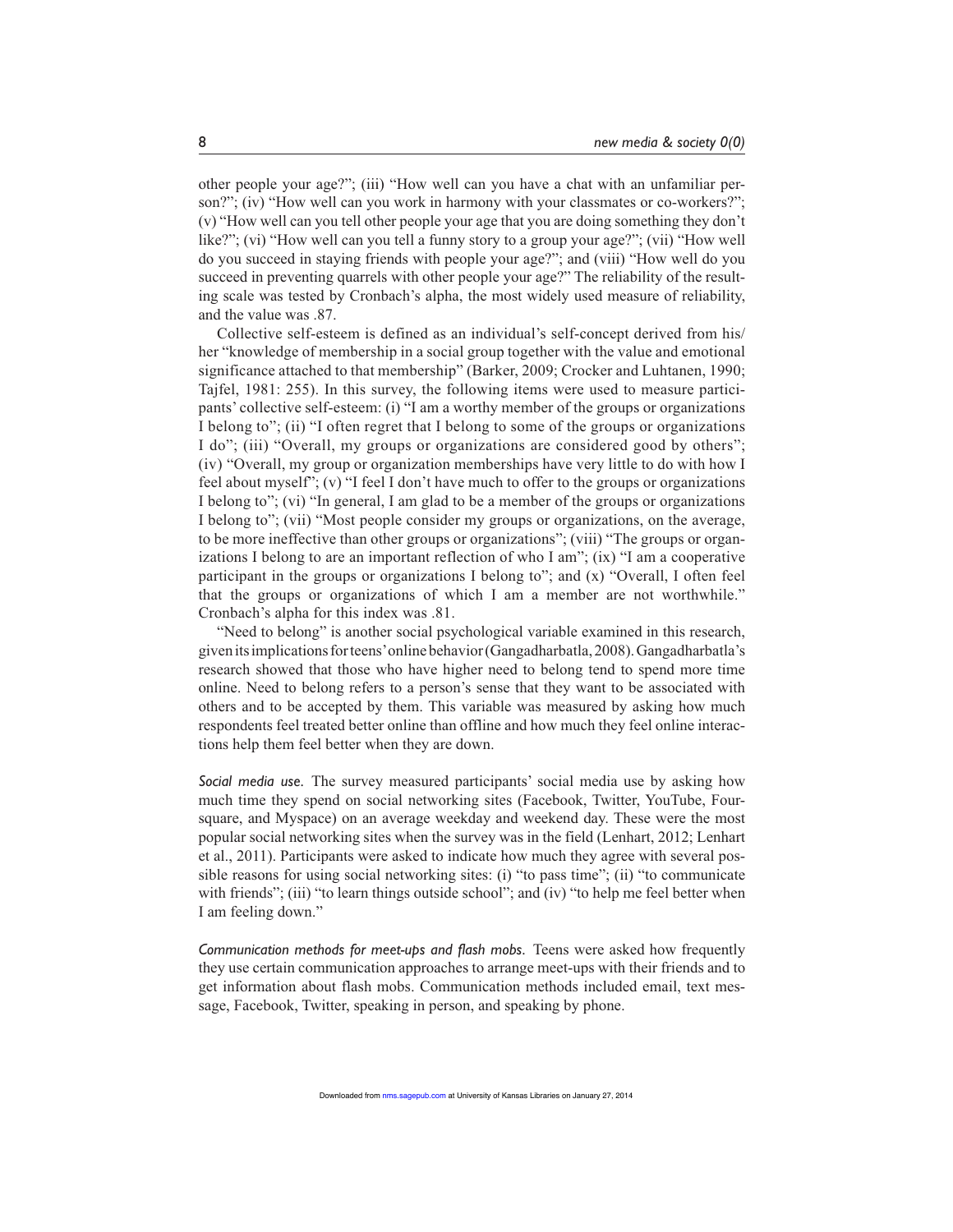other people your age?"; (iii) "How well can you have a chat with an unfamiliar person?"; (iv) "How well can you work in harmony with your classmates or co-workers?"; (v) "How well can you tell other people your age that you are doing something they don't like?"; (vi) "How well can you tell a funny story to a group your age?"; (vii) "How well do you succeed in staying friends with people your age?"; and (viii) "How well do you succeed in preventing quarrels with other people your age?" The reliability of the resulting scale was tested by Cronbach's alpha, the most widely used measure of reliability, and the value was .87.

Collective self-esteem is defined as an individual's self-concept derived from his/her "knowledge of membership in a social group together with the value and emotional significance attached to that membership" (Barker, 2009; Crocker and Luhtanen, 1990; Tajfel, 1981: 255). In this survey, the following items were used to measure participants' collective self-esteem: (i) "I am a worthy member of the groups or organizations I belong to"; (ii) "I often regret that I belong to some of the groups or organizations I do"; (iii) "Overall, my groups or organizations are considered good by others"; (iv) "Overall, my group or organization memberships have very little to do with how I feel about myself"; (v) "I feel I don't have much to offer to the groups or organizations I belong to"; (vi) "In general, I am glad to be a member of the groups or organizations I belong to"; (vii) "Most people consider my groups or organizations, on the average, to be more ineffective than other groups or organizations"; (viii) "The groups or organizations I belong to are an important reflection of who I am"; (ix) "I am a cooperative participant in the groups or organizations I belong to"; and (x) "Overall, I often feel that the groups or organizations of which I am a member are not worthwhile." Cronbach's alpha for this index was .81.

"Need to belong" is another social psychological variable examined in this research, given its implications for teens' online behavior (Gangadharbatla, 2008). Gangadharbatla's research showed that those who have higher need to belong tend to spend more time online. Need to belong refers to a person's sense that they want to be associated with others and to be accepted by them. This variable was measured by asking how much respondents feel treated better online than offline and how much they feel online interactions help them feel better when they are down.

*Social media use.* The survey measured participants' social media use by asking how much time they spend on social networking sites (Facebook, Twitter, YouTube, Foursquare, and Myspace) on an average weekday and weekend day. These were the most popular social networking sites when the survey was in the field (Lenhart, 2012; Lenhart et al., 2011). Participants were asked to indicate how much they agree with several possible reasons for using social networking sites: (i) "to pass time"; (ii) "to communicate with friends"; (iii) "to learn things outside school"; and (iv) "to help me feel better when I am feeling down."

*Communication methods for meet-ups and flash mobs.* Teens were asked how frequently they use certain communication approaches to arrange meet-ups with their friends and to get information about flash mobs. Communication methods included email, text message, Facebook, Twitter, speaking in person, and speaking by phone.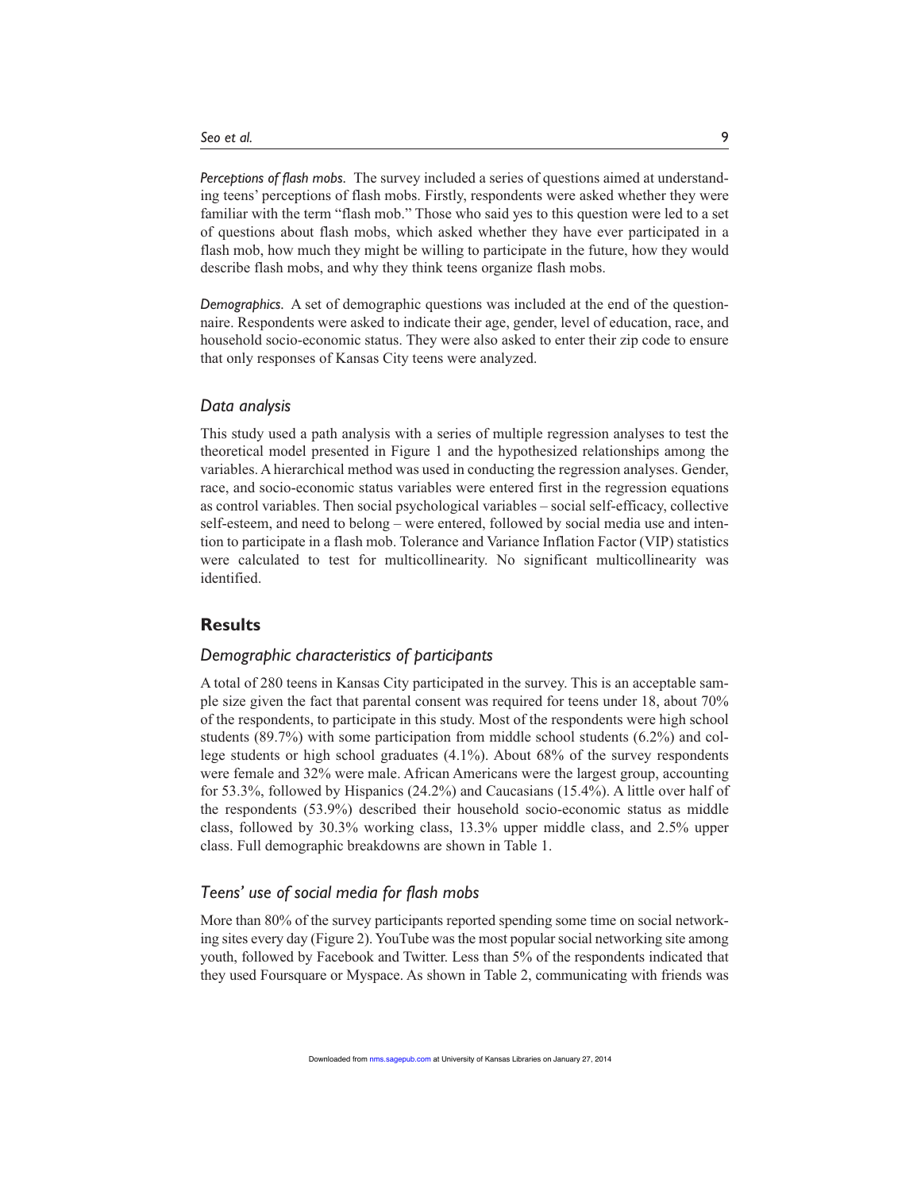*Perceptions of flash mobs.* The survey included a series of questions aimed at understanding teens' perceptions of flash mobs. Firstly, respondents were asked whether they were familiar with the term "flash mob." Those who said yes to this question were led to a set of questions about flash mobs, which asked whether they have ever participated in a flash mob, how much they might be willing to participate in the future, how they would describe flash mobs, and why they think teens organize flash mobs.

*Demographics.* A set of demographic questions was included at the end of the questionnaire. Respondents were asked to indicate their age, gender, level of education, race, and household socio-economic status. They were also asked to enter their zip code to ensure that only responses of Kansas City teens were analyzed.

### *Data analysis*

This study used a path analysis with a series of multiple regression analyses to test the theoretical model presented in Figure 1 and the hypothesized relationships among the variables. A hierarchical method was used in conducting the regression analyses. Gender, race, and socio-economic status variables were entered first in the regression equations as control variables. Then social psychological variables – social self-efficacy, collective self-esteem, and need to belong – were entered, followed by social media use and intention to participate in a flash mob. Tolerance and Variance Inflation Factor (VIP) statistics were calculated to test for multicollinearity. No significant multicollinearity was identified.

## Results

### *Demographic characteristics of participants*

A total of 280 teens in Kansas City participated in the survey. This is an acceptable sample size given the fact that parental consent was required for teens under 18, about 70% of the respondents, to participate in this study. Most of the respondents were high school students (89.7%) with some participation from middle school students (6.2%) and college students or high school graduates (4.1%). About 68% of the survey respondents were female and 32% were male. African Americans were the largest group, accounting for 53.3%, followed by Hispanics (24.2%) and Caucasians (15.4%). A little over half of the respondents (53.9%) described their household socio-economic status as middle class, followed by 30.3% working class, 13.3% upper middle class, and 2.5% upper class. Full demographic breakdowns are shown in Table 1.

### *Teens' use of social media for flash mobs*

More than 80% of the survey participants reported spending some time on social networking sites every day (Figure 2). YouTube was the most popular social networking site among youth, followed by Facebook and Twitter. Less than 5% of the respondents indicated that they used Foursquare or Myspace. As shown in Table 2, communicating with friends was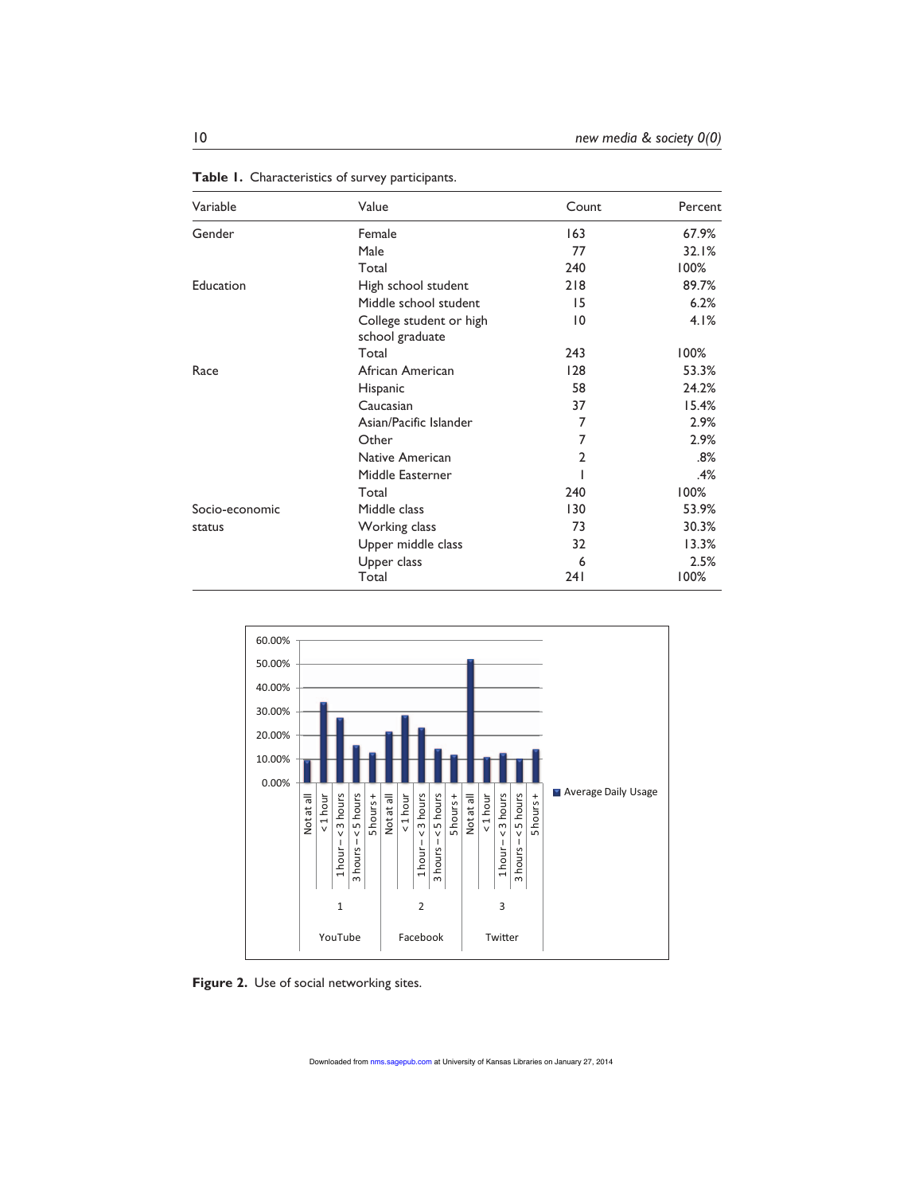**Table 1.** Characteristics of survey participants.

| Variable | Value | Count | Percent |
|---|---|---|---|
| Gender | Female | 163 | 67.9% |
| | Male | 77 | 32.1% |
| | Total | 240 | 100% |
| Education | High school student | 218 | 89.7% |
| | Middle school student | 15 | 6.2% |
| | College student or high school graduate | 10 | 4.1% |
| | Total | 243 | 100% |
| Race | African American | 128 | 53.3% |
| | Hispanic | 58 | 24.2% |
| | Caucasian | 37 | 15.4% |
| | Asian/Pacific Islander | 7 | 2.9% |
| | Other | 7 | 2.9% |
| | Native American | 2 | .8% |
| | Middle Easterner | 1 | .4% |
| | Total | 240 | 100% |
| Socio-economic status | Middle class | 130 | 53.9% |
| | Working class | 73 | 30.3% |
| | Upper middle class | 32 | 13.3% |
| | Upper class | 6 | 2.5% |
| | Total | 241 | 100% |

**Figure 2.** Use of social networking sites.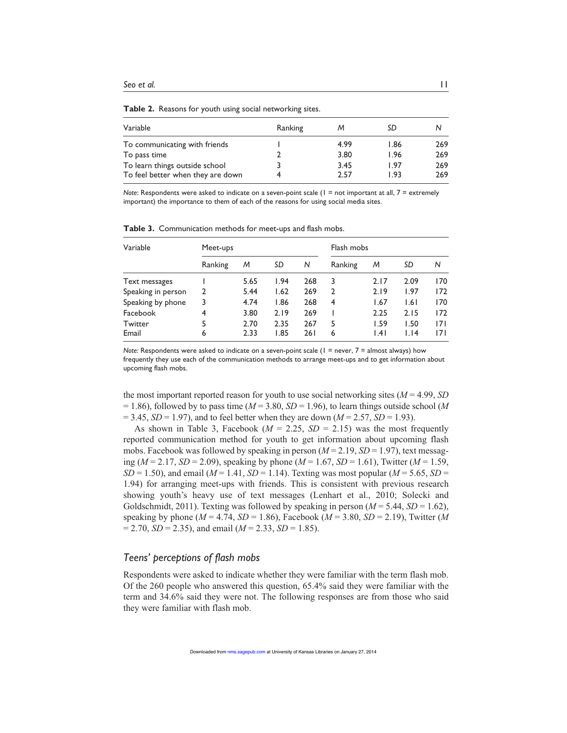**Table 2.** Reasons for youth using social networking sites.

| Variable | Ranking | $M$ | $SD$ | $N$ |
|---|---|---|---|---|
| To communicating with friends | 1 | 4.99 | 1.86 | 269 |
| To pass time | 2 | 3.80 | 1.96 | 269 |
| To learn things outside school | 3 | 3.45 | 1.97 | 269 |
| To feel better when they are down | 4 | 2.57 | 1.93 | 269 |

*Note*: Respondents were asked to indicate on a seven-point scale (1 = not important at all, 7 = extremely important) the importance to them of each of the reasons for using social media sites.

**Table 3.** Communication methods for meet-ups and flash mobs.

| Variable | Meet-ups | | | | Flash mobs | | | |
|---|---|---|---|---|---|---|---|---|
| | Ranking | $M$ | $SD$ | $N$ | Ranking | $M$ | $SD$ | $N$ |
| Text messages | 1 | 5.65 | 1.94 | 268 | 3 | 2.17 | 2.09 | 170 |
| Speaking in person | 2 | 5.44 | 1.62 | 269 | 2 | 2.19 | 1.97 | 172 |
| Speaking by phone | 3 | 4.74 | 1.86 | 268 | 4 | 1.67 | 1.61 | 170 |
| Facebook | 4 | 3.80 | 2.19 | 269 | 1 | 2.25 | 2.15 | 172 |
| Twitter | 5 | 2.70 | 2.35 | 267 | 5 | 1.59 | 1.50 | 171 |
| Email | 6 | 2.33 | 1.85 | 261 | 6 | 1.41 | 1.14 | 171 |

*Note:* Respondents were asked to indicate on a seven-point scale (1 = never, 7 = almost always) how frequently they use each of the communication methods to arrange meet-ups and to get information about upcoming flash mobs.

the most important reported reason for youth to use social networking sites ($M = 4.99$, $SD = 1.86$), followed by to pass time ($M = 3.80$, $SD = 1.96$), to learn things outside school ($M = 3.45$, $SD = 1.97$), and to feel better when they are down ($M = 2.57$, $SD = 1.93$).

As shown in Table 3, Facebook ($M = 2.25$, $SD = 2.15$) was the most frequently reported communication method for youth to get information about upcoming flash mobs. Facebook was followed by speaking in person ($M = 2.19$, $SD = 1.97$), text messaging ($M = 2.17$, $SD = 2.09$), speaking by phone ($M = 1.67$, $SD = 1.61$), Twitter ($M = 1.59$, $SD = 1.50$), and email ($M = 1.41$, $SD = 1.14$). Texting was most popular ($M = 5.65$, $SD = 1.94$) for arranging meet-ups with friends. This is consistent with previous research showing youth's heavy use of text messages (Lenhart et al., 2010; Solecki and Goldschmidt, 2011). Texting was followed by speaking in person ($M = 5.44$, $SD = 1.62$), speaking by phone ($M = 4.74$, $SD = 1.86$), Facebook ($M = 3.80$, $SD = 2.19$), Twitter ($M = 2.70$, $SD = 2.35$), and email ($M = 2.33$, $SD = 1.85$).

### *Teens' perceptions of flash mobs*

Respondents were asked to indicate whether they were familiar with the term flash mob. Of the 260 people who answered this question, 65.4% said they were familiar with the term and 34.6% said they were not. The following responses are from those who said they were familiar with flash mob.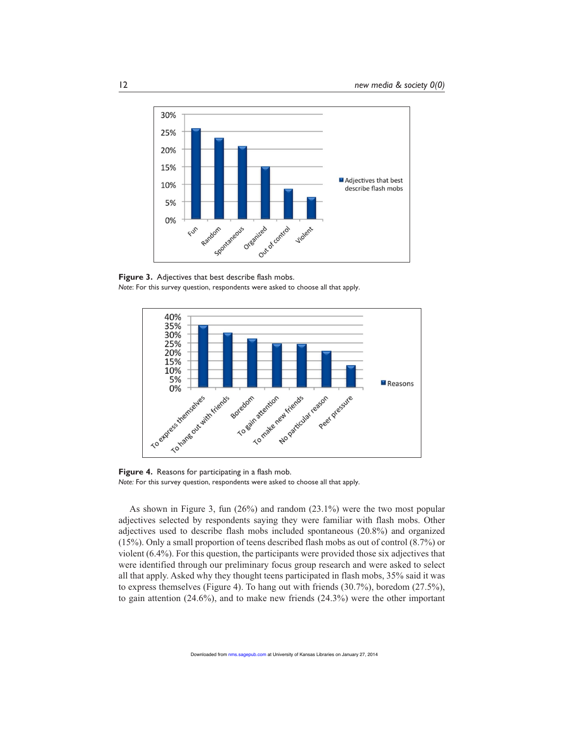**Figure 3.** Adjectives that best describe flash mobs.
*Note*: For this survey question, respondents were asked to choose all that apply.

**Figure 4.** Reasons for participating in a flash mob.
*Note:* For this survey question, respondents were asked to choose all that apply.

As shown in Figure 3, fun (26%) and random (23.1%) were the two most popular adjectives selected by respondents saying they were familiar with flash mobs. Other adjectives used to describe flash mobs included spontaneous (20.8%) and organized (15%). Only a small proportion of teens described flash mobs as out of control (8.7%) or violent (6.4%). For this question, the participants were provided those six adjectives that were identified through our preliminary focus group research and were asked to select all that apply. Asked why they thought teens participated in flash mobs, 35% said it was to express themselves (Figure 4). To hang out with friends (30.7%), boredom (27.5%), to gain attention (24.6%), and to make new friends (24.3%) were the other important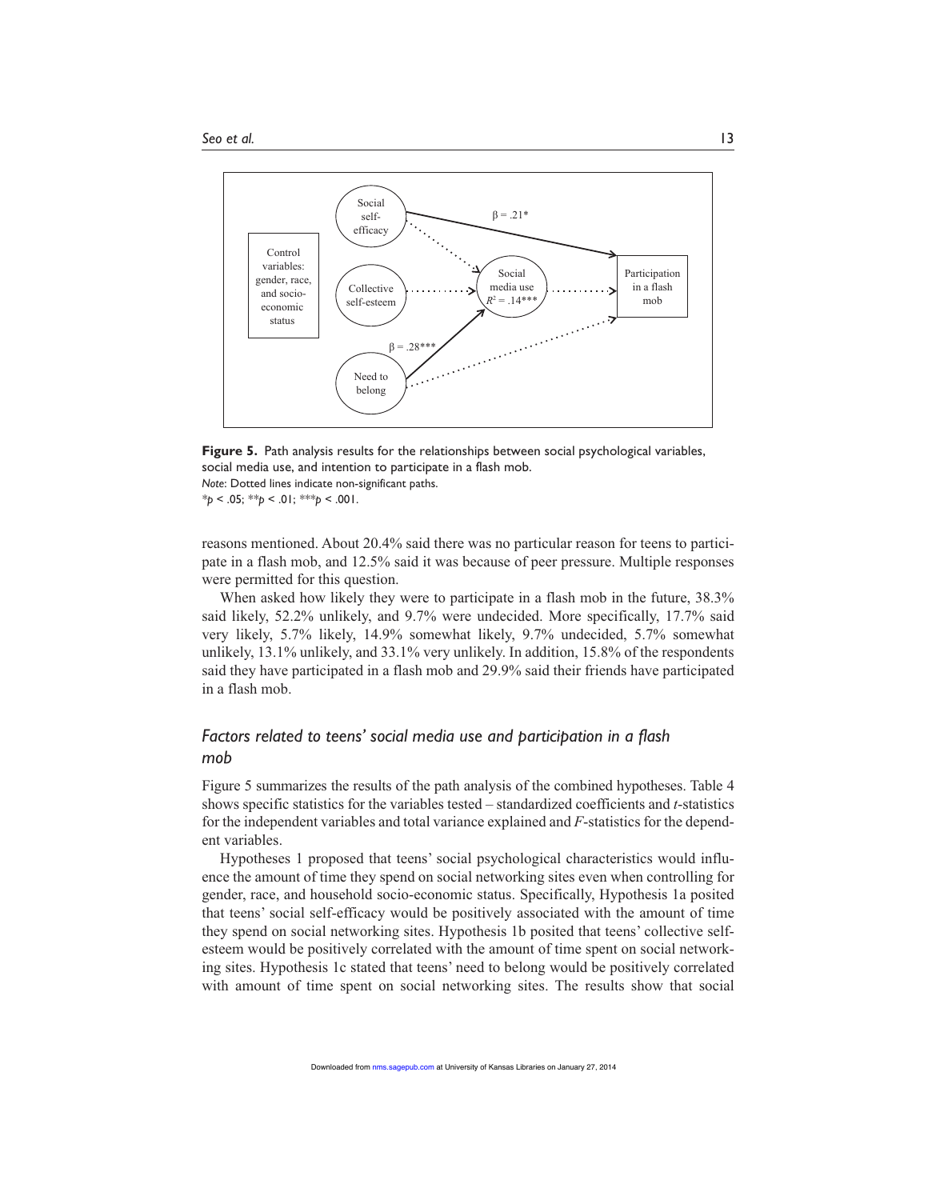Figure 5. Path analysis results for the relationships between social psychological variables, social media use, and intention to participate in a flash mob.
*Note*: Dotted lines indicate non-significant paths.
$*p < .05$; $**p < .01$; $***p < .001$.

reasons mentioned. About 20.4% said there was no particular reason for teens to participate in a flash mob, and 12.5% said it was because of peer pressure. Multiple responses were permitted for this question.

When asked how likely they were to participate in a flash mob in the future, 38.3% said likely, 52.2% unlikely, and 9.7% were undecided. More specifically, 17.7% said very likely, 5.7% likely, 14.9% somewhat likely, 9.7% undecided, 5.7% somewhat unlikely, 13.1% unlikely, and 33.1% very unlikely. In addition, 15.8% of the respondents said they have participated in a flash mob and 29.9% said their friends have participated in a flash mob.

### *Factors related to teens' social media use and participation in a flash mob*

Figure 5 summarizes the results of the path analysis of the combined hypotheses. Table 4 shows specific statistics for the variables tested – standardized coefficients and *t*-statistics for the independent variables and total variance explained and *F*-statistics for the dependent variables.

Hypotheses 1 proposed that teens' social psychological characteristics would influence the amount of time they spend on social networking sites even when controlling for gender, race, and household socio-economic status. Specifically, Hypothesis 1a posited that teens' social self-efficacy would be positively associated with the amount of time they spend on social networking sites. Hypothesis 1b posited that teens' collective self-esteem would be positively correlated with the amount of time spent on social networking sites. Hypothesis 1c stated that teens' need to belong would be positively correlated with amount of time spent on social networking sites. The results show that social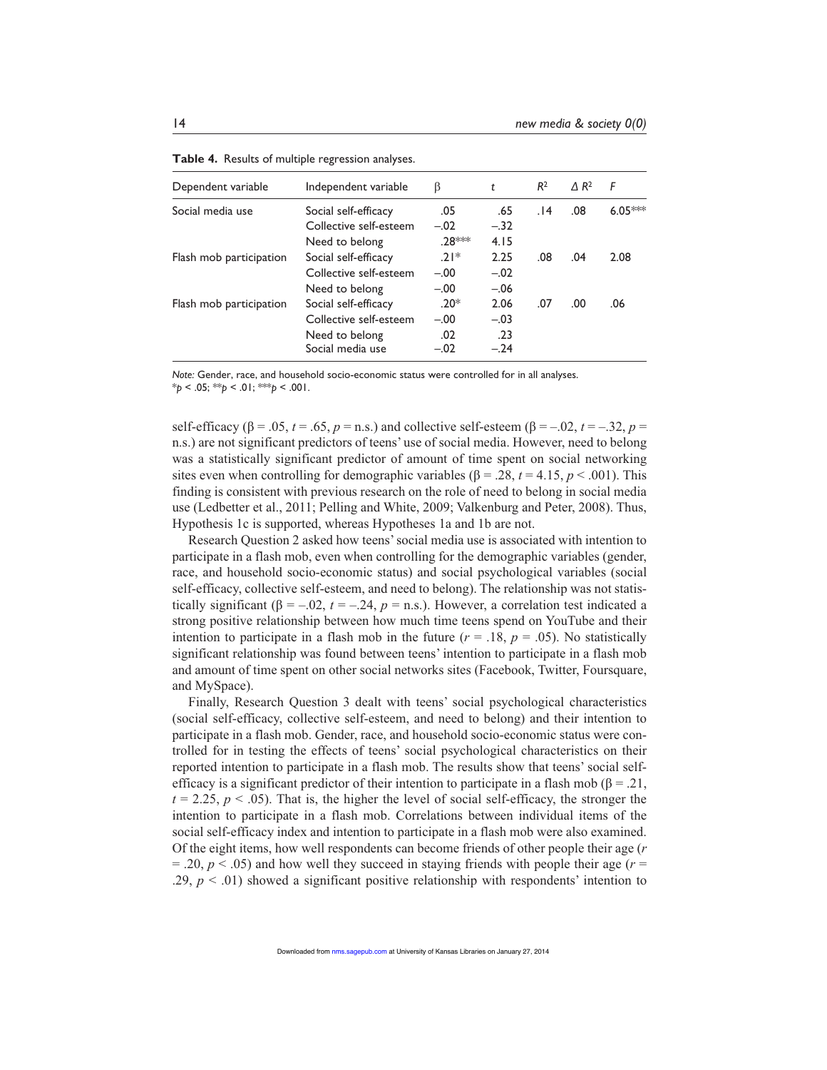**Table 4.** Results of multiple regression analyses.

| Dependent variable | Independent variable | β | *t* | $R^2$ | $\Delta R^2$ | *F* |
|---|---|---|---|---|---|---|
| Social media use | Social self-efficacy | .05 | .65 | .14 | .08 | 6.05*** |
| | Collective self-esteem | –.02 | –.32 | | | |
| | Need to belong | .28*** | 4.15 | | | |
| Flash mob participation | Social self-efficacy | .21* | 2.25 | .08 | .04 | 2.08 |
| | Collective self-esteem | –.00 | –.02 | | | |
| | Need to belong | –.00 | –.06 | | | |
| Flash mob participation | Social self-efficacy | .20* | 2.06 | .07 | .00 | .06 |
| | Collective self-esteem | –.00 | –.03 | | | |
| | Need to belong | .02 | .23 | | | |
| | Social media use | –.02 | –.24 | | | |

*Note:* Gender, race, and household socio-economic status were controlled for in all analyses.
*$p < .05$; **$p < .01$; ***$p < .001$.

self-efficacy (β = .05, $t = .65$, $p$ = n.s.) and collective self-esteem (β = –.02, $t = –.32$, $p$ = n.s.) are not significant predictors of teens' use of social media. However, need to belong was a statistically significant predictor of amount of time spent on social networking sites even when controlling for demographic variables (β = .28, $t = 4.15$, $p < .001$). This finding is consistent with previous research on the role of need to belong in social media use (Ledbetter et al., 2011; Pelling and White, 2009; Valkenburg and Peter, 2008). Thus, Hypothesis 1c is supported, whereas Hypotheses 1a and 1b are not.

Research Question 2 asked how teens' social media use is associated with intention to participate in a flash mob, even when controlling for the demographic variables (gender, race, and household socio-economic status) and social psychological variables (social self-efficacy, collective self-esteem, and need to belong). The relationship was not statistically significant (β = –.02, $t = –.24$, $p$ = n.s.). However, a correlation test indicated a strong positive relationship between how much time teens spend on YouTube and their intention to participate in a flash mob in the future ($r = .18$, $p = .05$). No statistically significant relationship was found between teens' intention to participate in a flash mob and amount of time spent on other social networks sites (Facebook, Twitter, Foursquare, and MySpace).

Finally, Research Question 3 dealt with teens' social psychological characteristics (social self-efficacy, collective self-esteem, and need to belong) and their intention to participate in a flash mob. Gender, race, and household socio-economic status were controlled for in testing the effects of teens' social psychological characteristics on their reported intention to participate in a flash mob. The results show that teens' social self-efficacy is a significant predictor of their intention to participate in a flash mob (β = .21, $t = 2.25$, $p < .05$). That is, the higher the level of social self-efficacy, the stronger the intention to participate in a flash mob. Correlations between individual items of the social self-efficacy index and intention to participate in a flash mob were also examined. Of the eight items, how well respondents can become friends of other people their age ($r = .20$, $p < .05$) and how well they succeed in staying friends with people their age ($r = .29$, $p < .01$) showed a significant positive relationship with respondents' intention to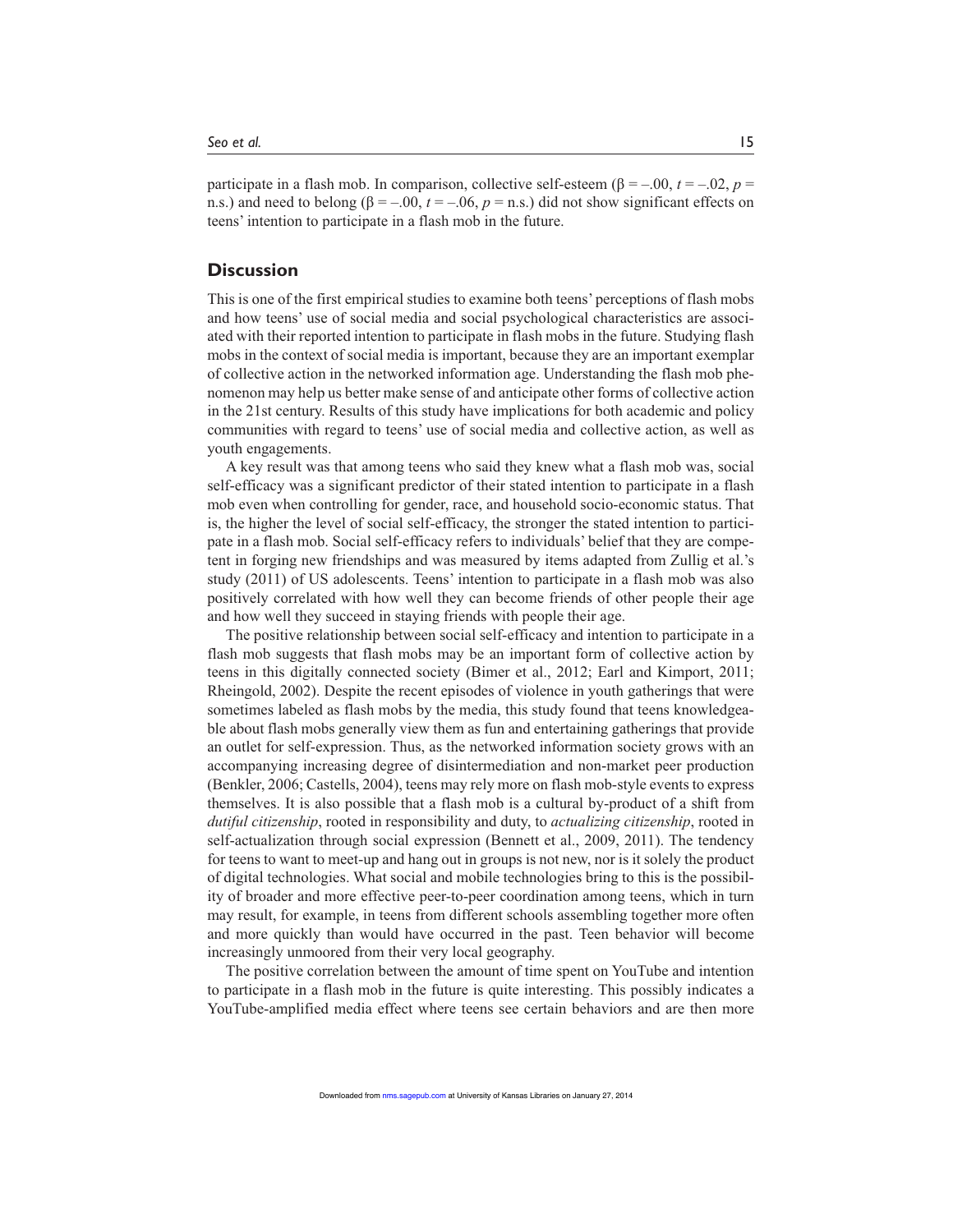participate in a flash mob. In comparison, collective self-esteem ($\beta = -.00$, $t = -.02$, $p =$ n.s.) and need to belong ($\beta = -.00$, $t = -.06$, $p =$ n.s.) did not show significant effects on teens' intention to participate in a flash mob in the future.

## Discussion

This is one of the first empirical studies to examine both teens' perceptions of flash mobs and how teens' use of social media and social psychological characteristics are associated with their reported intention to participate in flash mobs in the future. Studying flash mobs in the context of social media is important, because they are an important exemplar of collective action in the networked information age. Understanding the flash mob phenomenon may help us better make sense of and anticipate other forms of collective action in the 21st century. Results of this study have implications for both academic and policy communities with regard to teens' use of social media and collective action, as well as youth engagements.

A key result was that among teens who said they knew what a flash mob was, social self-efficacy was a significant predictor of their stated intention to participate in a flash mob even when controlling for gender, race, and household socio-economic status. That is, the higher the level of social self-efficacy, the stronger the stated intention to participate in a flash mob. Social self-efficacy refers to individuals' belief that they are competent in forging new friendships and was measured by items adapted from Zullig et al.'s study (2011) of US adolescents. Teens' intention to participate in a flash mob was also positively correlated with how well they can become friends of other people their age and how well they succeed in staying friends with people their age.

The positive relationship between social self-efficacy and intention to participate in a flash mob suggests that flash mobs may be an important form of collective action by teens in this digitally connected society (Bimer et al., 2012; Earl and Kimport, 2011; Rheingold, 2002). Despite the recent episodes of violence in youth gatherings that were sometimes labeled as flash mobs by the media, this study found that teens knowledgeable about flash mobs generally view them as fun and entertaining gatherings that provide an outlet for self-expression. Thus, as the networked information society grows with an accompanying increasing degree of disintermediation and non-market peer production (Benkler, 2006; Castells, 2004), teens may rely more on flash mob-style events to express themselves. It is also possible that a flash mob is a cultural by-product of a shift from *dutiful citizenship*, rooted in responsibility and duty, to *actualizing citizenship*, rooted in self-actualization through social expression (Bennett et al., 2009, 2011). The tendency for teens to want to meet-up and hang out in groups is not new, nor is it solely the product of digital technologies. What social and mobile technologies bring to this is the possibility of broader and more effective peer-to-peer coordination among teens, which in turn may result, for example, in teens from different schools assembling together more often and more quickly than would have occurred in the past. Teen behavior will become increasingly unmoored from their very local geography.

The positive correlation between the amount of time spent on YouTube and intention to participate in a flash mob in the future is quite interesting. This possibly indicates a YouTube-amplified media effect where teens see certain behaviors and are then more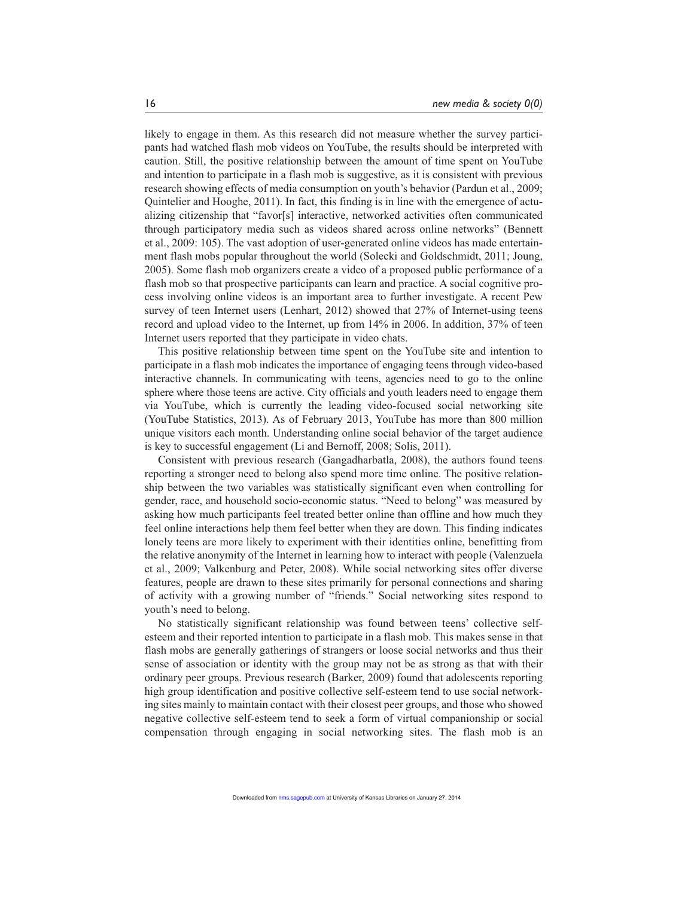likely to engage in them. As this research did not measure whether the survey participants had watched flash mob videos on YouTube, the results should be interpreted with caution. Still, the positive relationship between the amount of time spent on YouTube and intention to participate in a flash mob is suggestive, as it is consistent with previous research showing effects of media consumption on youth's behavior (Pardun et al., 2009; Quintelier and Hooghe, 2011). In fact, this finding is in line with the emergence of actualizing citizenship that "favor[s] interactive, networked activities often communicated through participatory media such as videos shared across online networks" (Bennett et al., 2009: 105). The vast adoption of user-generated online videos has made entertainment flash mobs popular throughout the world (Solecki and Goldschmidt, 2011; Joung, 2005). Some flash mob organizers create a video of a proposed public performance of a flash mob so that prospective participants can learn and practice. A social cognitive process involving online videos is an important area to further investigate. A recent Pew survey of teen Internet users (Lenhart, 2012) showed that 27% of Internet-using teens record and upload video to the Internet, up from 14% in 2006. In addition, 37% of teen Internet users reported that they participate in video chats.

This positive relationship between time spent on the YouTube site and intention to participate in a flash mob indicates the importance of engaging teens through video-based interactive channels. In communicating with teens, agencies need to go to the online sphere where those teens are active. City officials and youth leaders need to engage them via YouTube, which is currently the leading video-focused social networking site (YouTube Statistics, 2013). As of February 2013, YouTube has more than 800 million unique visitors each month. Understanding online social behavior of the target audience is key to successful engagement (Li and Bernoff, 2008; Solis, 2011).

Consistent with previous research (Gangadharbatla, 2008), the authors found teens reporting a stronger need to belong also spend more time online. The positive relationship between the two variables was statistically significant even when controlling for gender, race, and household socio-economic status. "Need to belong" was measured by asking how much participants feel treated better online than offline and how much they feel online interactions help them feel better when they are down. This finding indicates lonely teens are more likely to experiment with their identities online, benefitting from the relative anonymity of the Internet in learning how to interact with people (Valenzuela et al., 2009; Valkenburg and Peter, 2008). While social networking sites offer diverse features, people are drawn to these sites primarily for personal connections and sharing of activity with a growing number of "friends." Social networking sites respond to youth's need to belong.

No statistically significant relationship was found between teens' collective self-esteem and their reported intention to participate in a flash mob. This makes sense in that flash mobs are generally gatherings of strangers or loose social networks and thus their sense of association or identity with the group may not be as strong as that with their ordinary peer groups. Previous research (Barker, 2009) found that adolescents reporting high group identification and positive collective self-esteem tend to use social networking sites mainly to maintain contact with their closest peer groups, and those who showed negative collective self-esteem tend to seek a form of virtual companionship or social compensation through engaging in social networking sites. The flash mob is an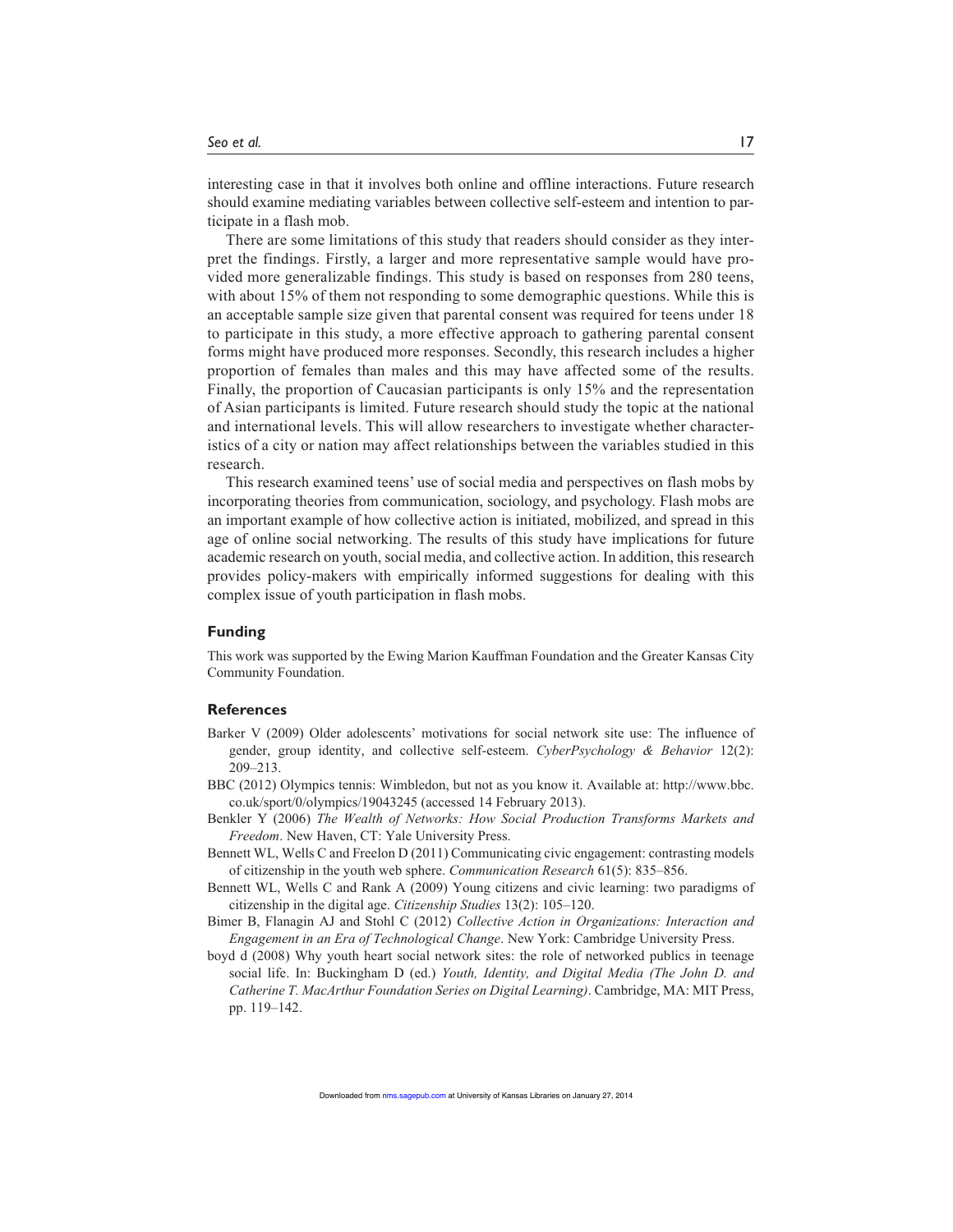interesting case in that it involves both online and offline interactions. Future research should examine mediating variables between collective self-esteem and intention to participate in a flash mob.

There are some limitations of this study that readers should consider as they interpret the findings. Firstly, a larger and more representative sample would have provided more generalizable findings. This study is based on responses from 280 teens, with about 15% of them not responding to some demographic questions. While this is an acceptable sample size given that parental consent was required for teens under 18 to participate in this study, a more effective approach to gathering parental consent forms might have produced more responses. Secondly, this research includes a higher proportion of females than males and this may have affected some of the results. Finally, the proportion of Caucasian participants is only 15% and the representation of Asian participants is limited. Future research should study the topic at the national and international levels. This will allow researchers to investigate whether characteristics of a city or nation may affect relationships between the variables studied in this research.

This research examined teens' use of social media and perspectives on flash mobs by incorporating theories from communication, sociology, and psychology. Flash mobs are an important example of how collective action is initiated, mobilized, and spread in this age of online social networking. The results of this study have implications for future academic research on youth, social media, and collective action. In addition, this research provides policy-makers with empirically informed suggestions for dealing with this complex issue of youth participation in flash mobs.

## Funding

This work was supported by the Ewing Marion Kauffman Foundation and the Greater Kansas City Community Foundation.

## References

Barker V (2009) Older adolescents' motivations for social network site use: The influence of gender, group identity, and collective self-esteem. *CyberPsychology & Behavior* 12(2): 209–213.

BBC (2012) Olympics tennis: Wimbledon, but not as you know it. Available at: http://www.bbc.co.uk/sport/0/olympics/19043245 (accessed 14 February 2013).

Benkler Y (2006) *The Wealth of Networks: How Social Production Transforms Markets and Freedom*. New Haven, CT: Yale University Press.

Bennett WL, Wells C and Freelon D (2011) Communicating civic engagement: contrasting models of citizenship in the youth web sphere. *Communication Research* 61(5): 835–856.

Bennett WL, Wells C and Rank A (2009) Young citizens and civic learning: two paradigms of citizenship in the digital age. *Citizenship Studies* 13(2): 105–120.

Bimer B, Flanagin AJ and Stohl C (2012) *Collective Action in Organizations: Interaction and Engagement in an Era of Technological Change*. New York: Cambridge University Press.

boyd d (2008) Why youth heart social network sites: the role of networked publics in teenage social life. In: Buckingham D (ed.) *Youth, Identity, and Digital Media (The John D. and Catherine T. MacArthur Foundation Series on Digital Learning)*. Cambridge, MA: MIT Press, pp. 119–142.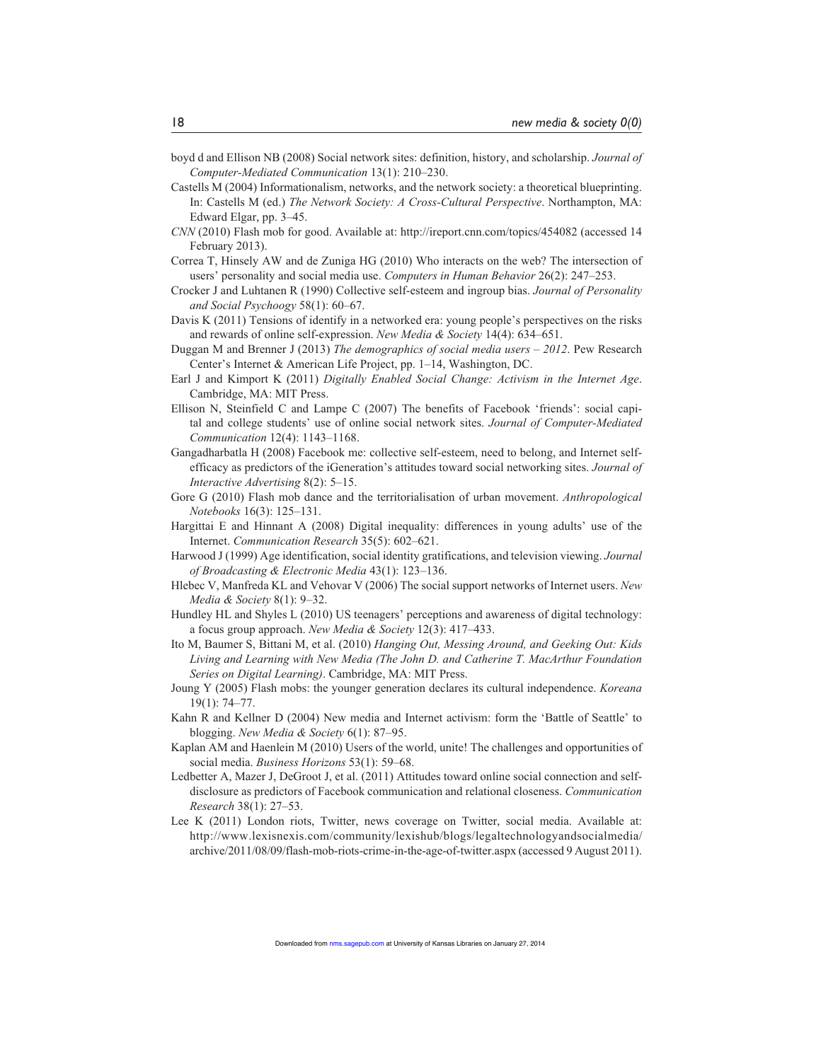boyd d and Ellison NB (2008) Social network sites: definition, history, and scholarship. *Journal of Computer-Mediated Communication* 13(1): 210–230.

Castells M (2004) Informationalism, networks, and the network society: a theoretical blueprinting. In: Castells M (ed.) *The Network Society: A Cross-Cultural Perspective*. Northampton, MA: Edward Elgar, pp. 3–45.

*CNN* (2010) Flash mob for good. Available at: http://ireport.cnn.com/topics/454082 (accessed 14 February 2013).

Correa T, Hinsely AW and de Zuniga HG (2010) Who interacts on the web? The intersection of users' personality and social media use. *Computers in Human Behavior* 26(2): 247–253.

Crocker J and Luhtanen R (1990) Collective self-esteem and ingroup bias. *Journal of Personality and Social Psychoogy* 58(1): 60–67.

Davis K (2011) Tensions of identify in a networked era: young people's perspectives on the risks and rewards of online self-expression. *New Media & Society* 14(4): 634–651.

Duggan M and Brenner J (2013) *The demographics of social media users – 2012*. Pew Research Center's Internet & American Life Project, pp. 1–14, Washington, DC.

Earl J and Kimport K (2011) *Digitally Enabled Social Change: Activism in the Internet Age*. Cambridge, MA: MIT Press.

Ellison N, Steinfield C and Lampe C (2007) The benefits of Facebook 'friends': social capital and college students' use of online social network sites. *Journal of Computer-Mediated Communication* 12(4): 1143–1168.

Gangadharbatla H (2008) Facebook me: collective self-esteem, need to belong, and Internet self-efficacy as predictors of the iGeneration's attitudes toward social networking sites. *Journal of Interactive Advertising* 8(2): 5–15.

Gore G (2010) Flash mob dance and the territorialisation of urban movement. *Anthropological Notebooks* 16(3): 125–131.

Hargittai E and Hinnant A (2008) Digital inequality: differences in young adults' use of the Internet. *Communication Research* 35(5): 602–621.

Harwood J (1999) Age identification, social identity gratifications, and television viewing. *Journal of Broadcasting & Electronic Media* 43(1): 123–136.

Hlebec V, Manfreda KL and Vehovar V (2006) The social support networks of Internet users. *New Media & Society* 8(1): 9–32.

Hundley HL and Shyles L (2010) US teenagers' perceptions and awareness of digital technology: a focus group approach. *New Media & Society* 12(3): 417–433.

Ito M, Baumer S, Bittani M, et al. (2010) *Hanging Out, Messing Around, and Geeking Out: Kids Living and Learning with New Media (The John D. and Catherine T. MacArthur Foundation Series on Digital Learning)*. Cambridge, MA: MIT Press.

Joung Y (2005) Flash mobs: the younger generation declares its cultural independence. *Koreana* 19(1): 74–77.

Kahn R and Kellner D (2004) New media and Internet activism: form the 'Battle of Seattle' to blogging. *New Media & Society* 6(1): 87–95.

Kaplan AM and Haenlein M (2010) Users of the world, unite! The challenges and opportunities of social media. *Business Horizons* 53(1): 59–68.

Ledbetter A, Mazer J, DeGroot J, et al. (2011) Attitudes toward online social connection and self-disclosure as predictors of Facebook communication and relational closeness. *Communication Research* 38(1): 27–53.

Lee K (2011) London riots, Twitter, news coverage on Twitter, social media. Available at: http://www.lexisnexis.com/community/lexishub/blogs/legaltechnologyandsocialmedia/archive/2011/08/09/flash-mob-riots-crime-in-the-age-of-twitter.aspx (accessed 9 August 2011).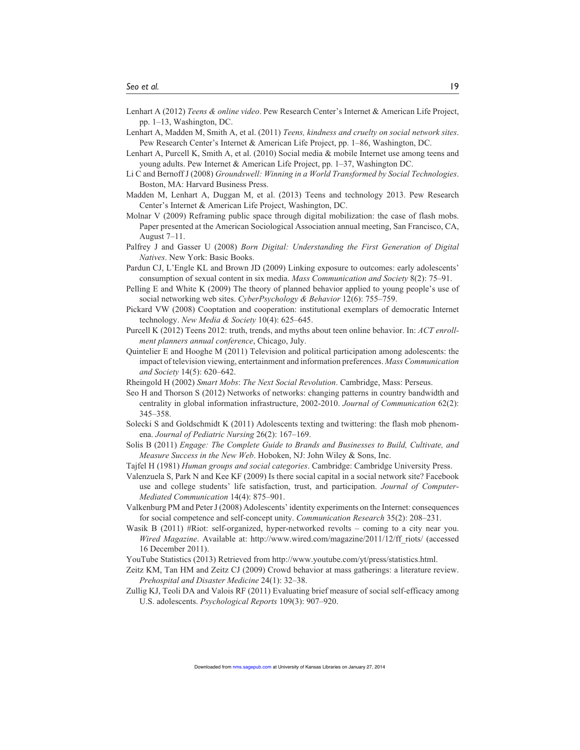Lenhart A (2012) *Teens & online video*. Pew Research Center's Internet & American Life Project, pp. 1–13, Washington, DC.

Lenhart A, Madden M, Smith A, et al. (2011) *Teens, kindness and cruelty on social network sites*. Pew Research Center's Internet & American Life Project, pp. 1–86, Washington, DC.

Lenhart A, Purcell K, Smith A, et al. (2010) Social media & mobile Internet use among teens and young adults. Pew Internet & American Life Project, pp. 1–37, Washington DC.

Li C and Bernoff J (2008) *Groundswell: Winning in a World Transformed by Social Technologies*. Boston, MA: Harvard Business Press.

Madden M, Lenhart A, Duggan M, et al. (2013) Teens and technology 2013. Pew Research Center's Internet & American Life Project, Washington, DC.

Molnar V (2009) Reframing public space through digital mobilization: the case of flash mobs. Paper presented at the American Sociological Association annual meeting, San Francisco, CA, August 7–11.

Palfrey J and Gasser U (2008) *Born Digital: Understanding the First Generation of Digital Natives*. New York: Basic Books.

Pardun CJ, L'Engle KL and Brown JD (2009) Linking exposure to outcomes: early adolescents' consumption of sexual content in six media. *Mass Communication and Society* 8(2): 75–91.

Pelling E and White K (2009) The theory of planned behavior applied to young people's use of social networking web sites. *CyberPsychology & Behavior* 12(6): 755–759.

Pickard VW (2008) Cooptation and cooperation: institutional exemplars of democratic Internet technology. *New Media & Society* 10(4): 625–645.

Purcell K (2012) Teens 2012: truth, trends, and myths about teen online behavior. In: *ACT enrollment planners annual conference*, Chicago, July.

Quintelier E and Hooghe M (2011) Television and political participation among adolescents: the impact of television viewing, entertainment and information preferences. *Mass Communication and Society* 14(5): 620–642.

Rheingold H (2002) *Smart Mobs*: *The Next Social Revolution*. Cambridge, Mass: Perseus.

Seo H and Thorson S (2012) Networks of networks: changing patterns in country bandwidth and centrality in global information infrastructure, 2002-2010. *Journal of Communication* 62(2): 345–358.

Solecki S and Goldschmidt K (2011) Adolescents texting and twittering: the flash mob phenomena. *Journal of Pediatric Nursing* 26(2): 167–169.

Solis B (2011) *Engage: The Complete Guide to Brands and Businesses to Build, Cultivate, and Measure Success in the New Web*. Hoboken, NJ: John Wiley & Sons, Inc.

Tajfel H (1981) *Human groups and social categories*. Cambridge: Cambridge University Press.

Valenzuela S, Park N and Kee KF (2009) Is there social capital in a social network site? Facebook use and college students' life satisfaction, trust, and participation. *Journal of Computer-Mediated Communication* 14(4): 875–901.

Valkenburg PM and Peter J (2008) Adolescents' identity experiments on the Internet: consequences for social competence and self-concept unity. *Communication Research* 35(2): 208–231.

Wasik B (2011) #Riot: self-organized, hyper-networked revolts – coming to a city near you. *Wired Magazine*. Available at: http://www.wired.com/magazine/2011/12/ff_riots/ (accessed 16 December 2011).

YouTube Statistics (2013) Retrieved from http://www.youtube.com/yt/press/statistics.html.

Zeitz KM, Tan HM and Zeitz CJ (2009) Crowd behavior at mass gatherings: a literature review. *Prehospital and Disaster Medicine* 24(1): 32–38.

Zullig KJ, Teoli DA and Valois RF (2011) Evaluating brief measure of social self-efficacy among U.S. adolescents. *Psychological Reports* 109(3): 907–920.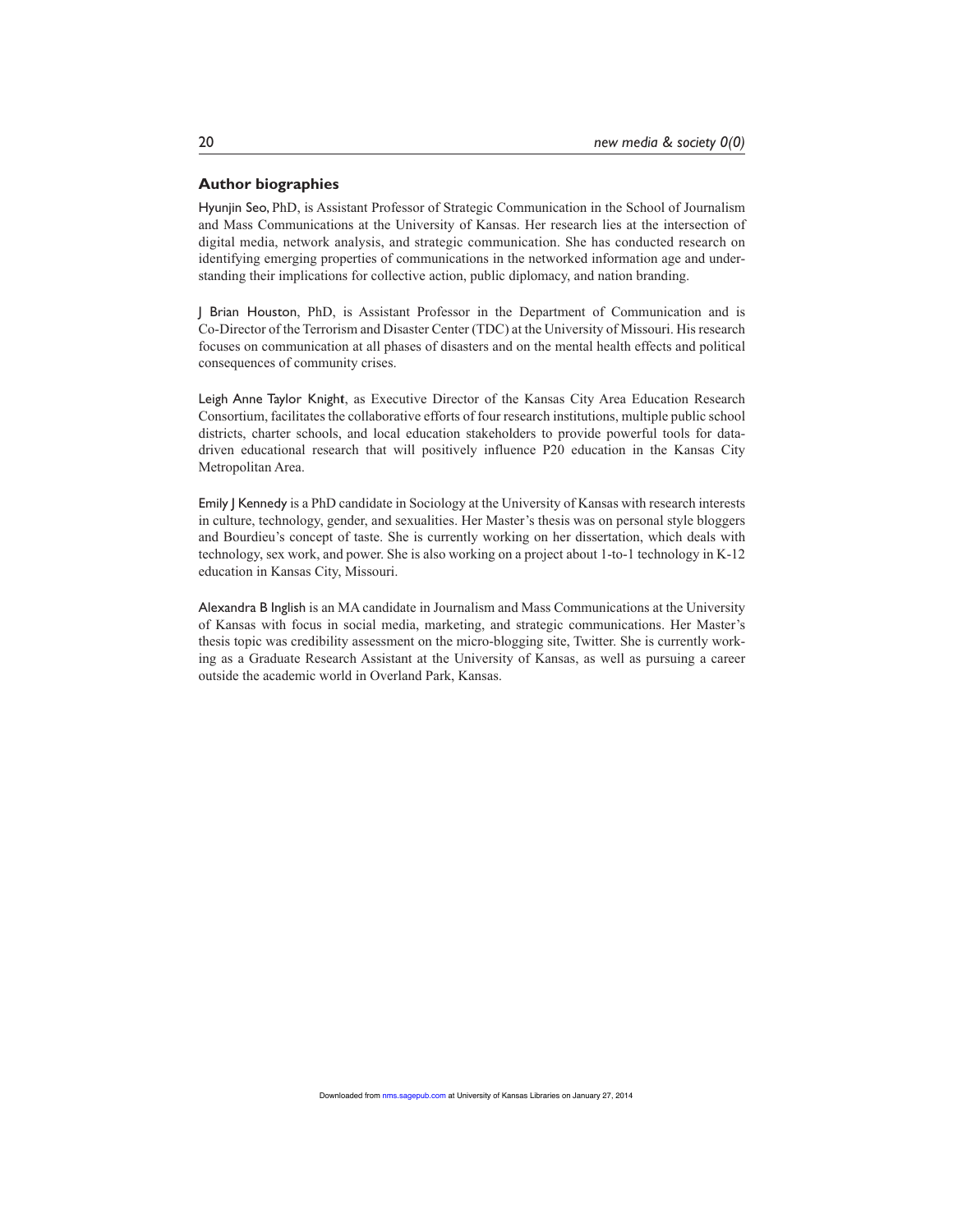## Author biographies

Hyunjin Seo, PhD, is Assistant Professor of Strategic Communication in the School of Journalism and Mass Communications at the University of Kansas. Her research lies at the intersection of digital media, network analysis, and strategic communication. She has conducted research on identifying emerging properties of communications in the networked information age and understanding their implications for collective action, public diplomacy, and nation branding.

J Brian Houston, PhD, is Assistant Professor in the Department of Communication and is Co-Director of the Terrorism and Disaster Center (TDC) at the University of Missouri. His research focuses on communication at all phases of disasters and on the mental health effects and political consequences of community crises.

Leigh Anne Taylor Knight, as Executive Director of the Kansas City Area Education Research Consortium, facilitates the collaborative efforts of four research institutions, multiple public school districts, charter schools, and local education stakeholders to provide powerful tools for data-driven educational research that will positively influence P20 education in the Kansas City Metropolitan Area.

Emily J Kennedy is a PhD candidate in Sociology at the University of Kansas with research interests in culture, technology, gender, and sexualities. Her Master's thesis was on personal style bloggers and Bourdieu's concept of taste. She is currently working on her dissertation, which deals with technology, sex work, and power. She is also working on a project about 1-to-1 technology in K-12 education in Kansas City, Missouri.

Alexandra B Inglish is an MA candidate in Journalism and Mass Communications at the University of Kansas with focus in social media, marketing, and strategic communications. Her Master's thesis topic was credibility assessment on the micro-blogging site, Twitter. She is currently working as a Graduate Research Assistant at the University of Kansas, as well as pursuing a career outside the academic world in Overland Park, Kansas.